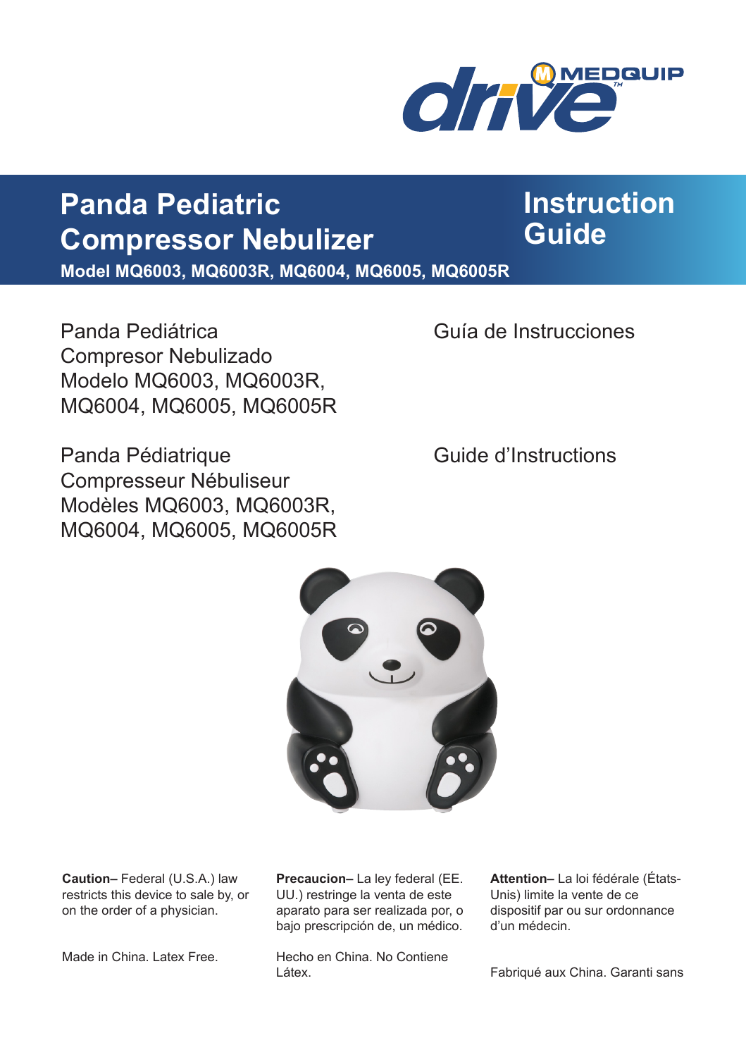drive MEDQUIP

# Panda Pediatric Compressor Nebulizer

## Instruction Guide

**Model MQ6003, MQ6003R, MQ6004, MQ6005, MQ6005R**

Panda Pediátrica
Compresor Nebulizado
Modelo MQ6003, MQ6003R, MQ6004, MQ6005, MQ6005R

Guía de Instrucciones

Panda Pédiatrique
Compresseur Nébuliseur
Modèles MQ6003, MQ6003R, MQ6004, MQ6005, MQ6005R

Guide d'Instructions

**Caution–** Federal (U.S.A.) law restricts this device to sale by, or on the order of a physician.

Made in China. Latex Free.

**Precaucion–** La ley federal (EE. UU.) restringe la venta de este aparato para ser realizada por, o bajo prescripción de, un médico.

Hecho en China. No Contiene Látex.

**Attention–** La loi fédérale (États-Unis) limite la vente de ce dispositif par ou sur ordonnance d'un médecin.

Fabriqué aux China. Garanti sans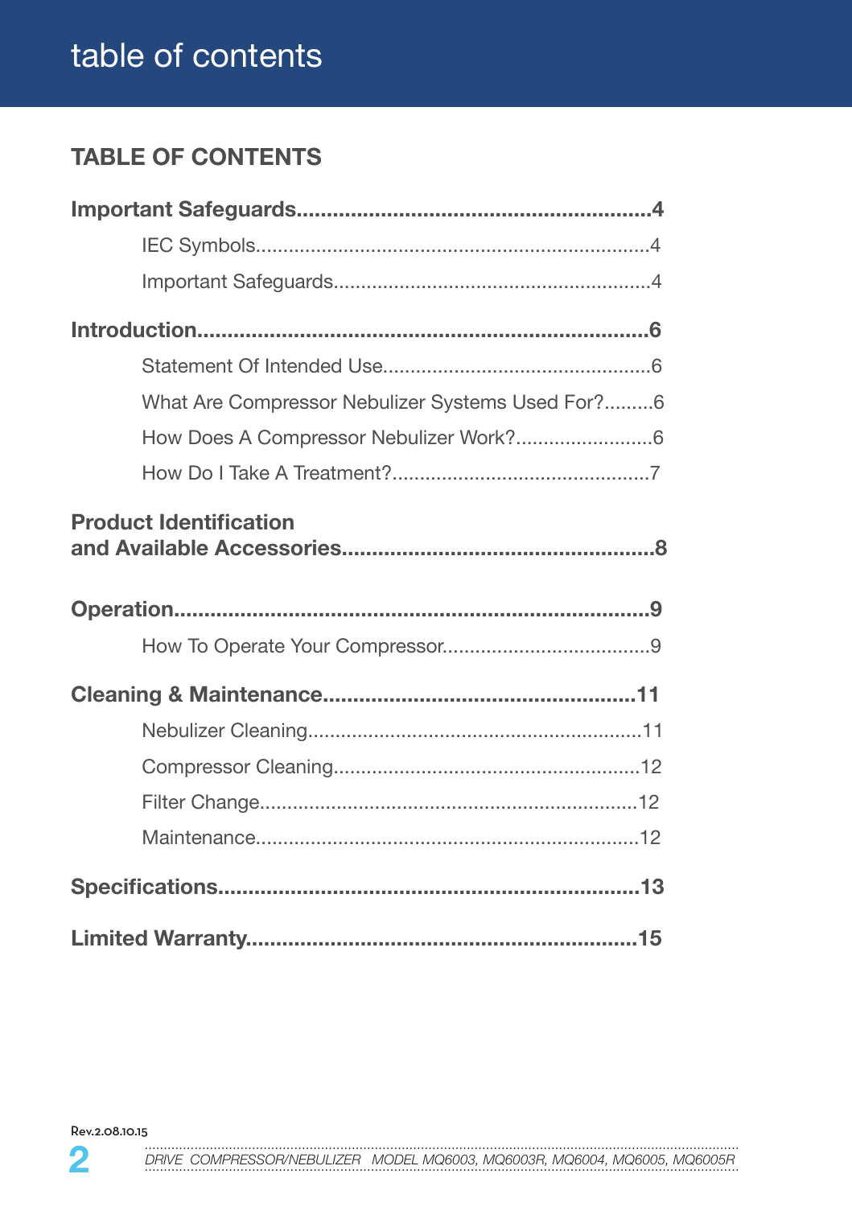# table of contents

## TABLE OF CONTENTS

**Important Safeguards..........................................................4**

- IEC Symbols.......................................................................4
- Important Safeguards.........................................................4

**Introduction..........................................................................6**

- Statement Of Intended Use................................................6
- What Are Compressor Nebulizer Systems Used For?.........6
- How Does A Compressor Nebulizer Work?.........................6
- How Do I Take A Treatment?...............................................7

**Product Identification
and Available Accessories....................................................8**

**Operation..............................................................................9**

- How To Operate Your Compressor......................................9

**Cleaning & Maintenance...................................................11**

- Nebulizer Cleaning............................................................11
- Compressor Cleaning.......................................................12
- Filter Change....................................................................12
- Maintenance.....................................................................12

**Specifications.....................................................................13**

**Limited Warranty................................................................15**

Rev.2.08.10.15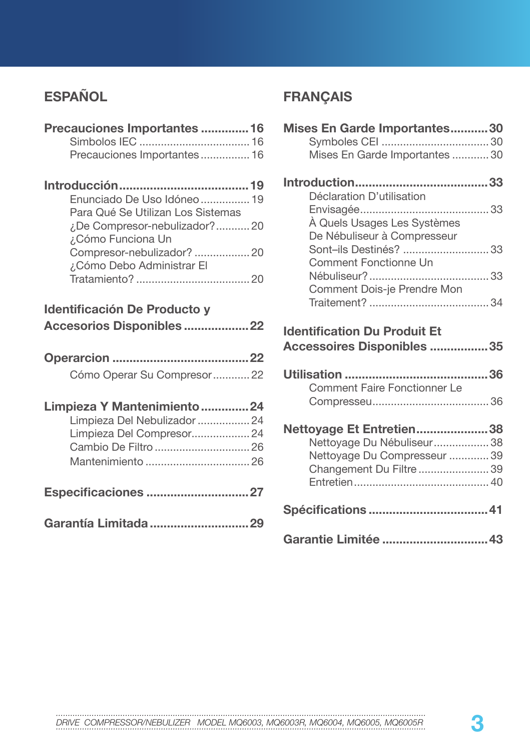## ESPAÑOL

**Precauciones Importantes ............. 16**
- Simbolos IEC .................................... 16
- Precauciones Importantes ................ 16

**Introducción..................................... 19**
- Enunciado De Uso Idóneo ................ 19
- Para Qué Se Utilizan Los Sistemas ¿De Compresor-nebulizador?........... 20
- ¿Cómo Funciona Un Compresor-nebulizador? .................. 20
- ¿Cómo Debo Administrar El Tratamiento? ..................................... 20

**Identificación De Producto y Accesorios Disponibles ................... 22**

**Operarcion ....................................... 22**
- Cómo Operar Su Compresor............ 22

**Limpieza Y Mantenimiento .............. 24**
- Limpieza Del Nebulizador ................. 24
- Limpieza Del Compresor................... 24
- Cambio De Filtro ............................... 26
- Mantenimiento .................................. 26

**Especificaciones ............................. 27**

**Garantía Limitada............................. 29**

## FRANÇAIS

**Mises En Garde Importantes........... 30**
- Symboles CEI ................................... 30
- Mises En Garde Importantes ............ 30

**Introduction....................................... 33**
- Déclaration D'utilisation Envisagée......................................... 33
- À Quels Usages Les Systèmes De Nébuliseur à Compresseur Sont–ils Destinés? ............................ 33
- Comment Fonctionne Un Nébuliseur?....................................... 33
- Comment Dois-je Prendre Mon Traitement? ....................................... 34

**Identification Du Produit Et Accessoires Disponibles ................. 35**

**Utilisation .......................................... 36**
- Comment Faire Fonctionner Le Compresseu..................................... 36

**Nettoyage Et Entretien..................... 38**
- Nettoyage Du Nébuliseur.................. 38
- Nettoyage Du Compresseur ............. 39
- Changement Du Filtre ....................... 39
- Entretien............................................ 40

**Spécifications ................................... 41**

**Garantie Limitée ............................... 43**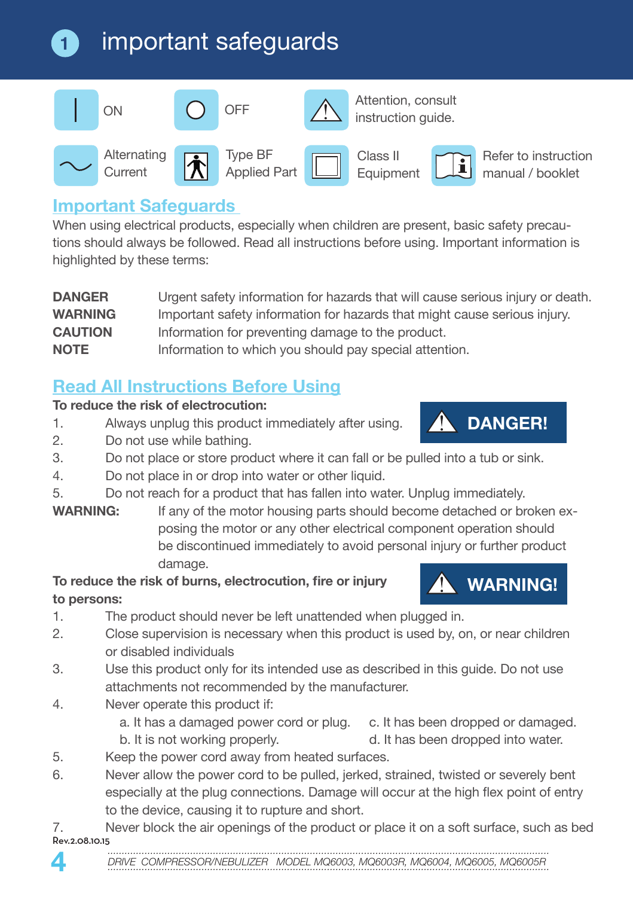# 1 important safeguards

| | | | | | |
|---|---|---|---|---|---|
| ON | OFF | Attention, consult instruction guide. | | | |
| Alternating Current | Type BF Applied Part | Class II Equipment | Refer to instruction manual / booklet | | |

## Important Safeguards

When using electrical products, especially when children are present, basic safety precautions should always be followed. Read all instructions before using. Important information is highlighted by these terms:

| | |
|---|---|
| **DANGER** | Urgent safety information for hazards that will cause serious injury or death. |
| **WARNING** | Important safety information for hazards that might cause serious injury. |
| **CAUTION** | Information for preventing damage to the product. |
| **NOTE** | Information to which you should pay special attention. |

## Read All Instructions Before Using

**DANGER!**

**To reduce the risk of electrocution:**

1. Always unplug this product immediately after using.
2. Do not use while bathing.
3. Do not place or store product where it can fall or be pulled into a tub or sink.
4. Do not place in or drop into water or other liquid.
5. Do not reach for a product that has fallen into water. Unplug immediately.

**WARNING:** If any of the motor housing parts should become detached or broken exposing the motor or any other electrical component operation should be discontinued immediately to avoid personal injury or further product damage.

**WARNING!**

**To reduce the risk of burns, electrocution, fire or injury to persons:**

1. The product should never be left unattended when plugged in.
2. Close supervision is necessary when this product is used by, on, or near children or disabled individuals
3. Use this product only for its intended use as described in this guide. Do not use attachments not recommended by the manufacturer.
4. Never operate this product if:
   - a. It has a damaged power cord or plug.
   - b. It is not working properly.
   - c. It has been dropped or damaged.
   - d. It has been dropped into water.
5. Keep the power cord away from heated surfaces.
6. Never allow the power cord to be pulled, jerked, strained, twisted or severely bent especially at the plug connections. Damage will occur at the high flex point of entry to the device, causing it to rupture and short.
7. Never block the air openings of the product or place it on a soft surface, such as bed

Rev.2.08.10.15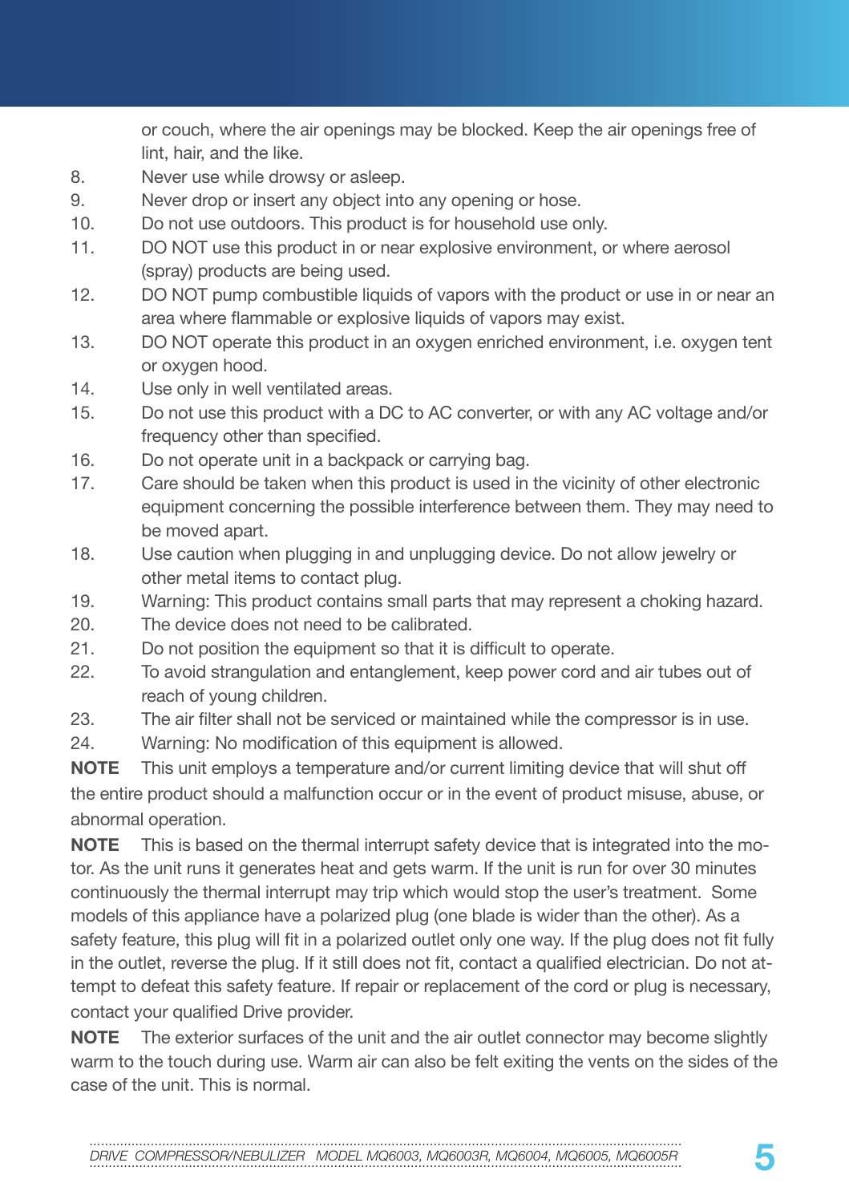or couch, where the air openings may be blocked. Keep the air openings free of lint, hair, and the like.

8. Never use while drowsy or asleep.
9. Never drop or insert any object into any opening or hose.
10. Do not use outdoors. This product is for household use only.
11. DO NOT use this product in or near explosive environment, or where aerosol (spray) products are being used.
12. DO NOT pump combustible liquids of vapors with the product or use in or near an area where flammable or explosive liquids of vapors may exist.
13. DO NOT operate this product in an oxygen enriched environment, i.e. oxygen tent or oxygen hood.
14. Use only in well ventilated areas.
15. Do not use this product with a DC to AC converter, or with any AC voltage and/or frequency other than specified.
16. Do not operate unit in a backpack or carrying bag.
17. Care should be taken when this product is used in the vicinity of other electronic equipment concerning the possible interference between them. They may need to be moved apart.
18. Use caution when plugging in and unplugging device. Do not allow jewelry or other metal items to contact plug.
19. Warning: This product contains small parts that may represent a choking hazard.
20. The device does not need to be calibrated.
21. Do not position the equipment so that it is difficult to operate.
22. To avoid strangulation and entanglement, keep power cord and air tubes out of reach of young children.
23. The air filter shall not be serviced or maintained while the compressor is in use.
24. Warning: No modification of this equipment is allowed.

**NOTE** This unit employs a temperature and/or current limiting device that will shut off the entire product should a malfunction occur or in the event of product misuse, abuse, or abnormal operation.

**NOTE** This is based on the thermal interrupt safety device that is integrated into the motor. As the unit runs it generates heat and gets warm. If the unit is run for over 30 minutes continuously the thermal interrupt may trip which would stop the user's treatment. Some models of this appliance have a polarized plug (one blade is wider than the other). As a safety feature, this plug will fit in a polarized outlet only one way. If the plug does not fit fully in the outlet, reverse the plug. If it still does not fit, contact a qualified electrician. Do not attempt to defeat this safety feature. If repair or replacement of the cord or plug is necessary, contact your qualified Drive provider.

**NOTE** The exterior surfaces of the unit and the air outlet connector may become slightly warm to the touch during use. Warm air can also be felt exiting the vents on the sides of the case of the unit. This is normal.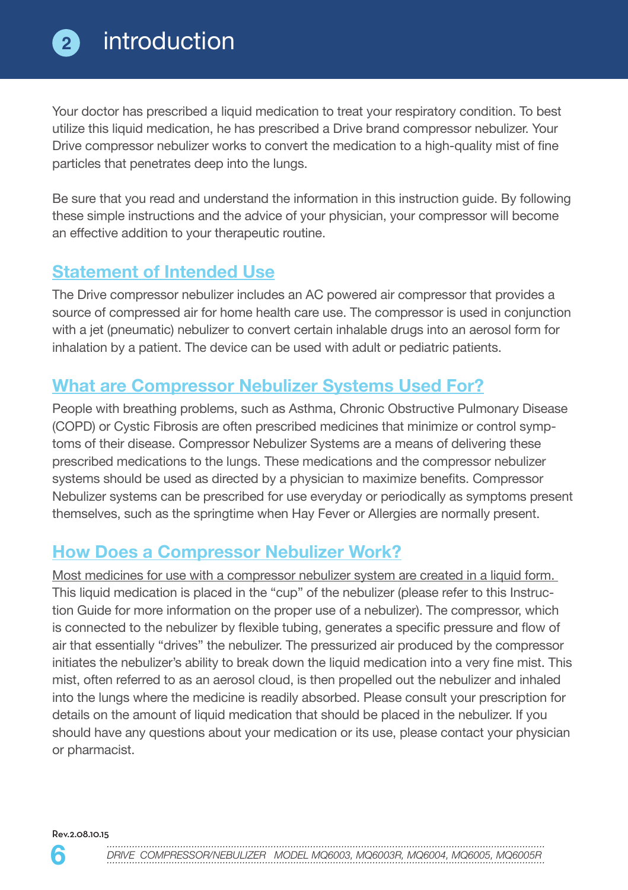# 2 introduction

Your doctor has prescribed a liquid medication to treat your respiratory condition. To best utilize this liquid medication, he has prescribed a Drive brand compressor nebulizer. Your Drive compressor nebulizer works to convert the medication to a high-quality mist of fine particles that penetrates deep into the lungs.

Be sure that you read and understand the information in this instruction guide. By following these simple instructions and the advice of your physician, your compressor will become an effective addition to your therapeutic routine.

## Statement of Intended Use

The Drive compressor nebulizer includes an AC powered air compressor that provides a source of compressed air for home health care use. The compressor is used in conjunction with a jet (pneumatic) nebulizer to convert certain inhalable drugs into an aerosol form for inhalation by a patient. The device can be used with adult or pediatric patients.

## What are Compressor Nebulizer Systems Used For?

People with breathing problems, such as Asthma, Chronic Obstructive Pulmonary Disease (COPD) or Cystic Fibrosis are often prescribed medicines that minimize or control symptoms of their disease. Compressor Nebulizer Systems are a means of delivering these prescribed medications to the lungs. These medications and the compressor nebulizer systems should be used as directed by a physician to maximize benefits. Compressor Nebulizer systems can be prescribed for use everyday or periodically as symptoms present themselves, such as the springtime when Hay Fever or Allergies are normally present.

## How Does a Compressor Nebulizer Work?

Most medicines for use with a compressor nebulizer system are created in a liquid form. This liquid medication is placed in the "cup" of the nebulizer (please refer to this Instruction Guide for more information on the proper use of a nebulizer). The compressor, which is connected to the nebulizer by flexible tubing, generates a specific pressure and flow of air that essentially "drives" the nebulizer. The pressurized air produced by the compressor initiates the nebulizer's ability to break down the liquid medication into a very fine mist. This mist, often referred to as an aerosol cloud, is then propelled out the nebulizer and inhaled into the lungs where the medicine is readily absorbed. Please consult your prescription for details on the amount of liquid medication that should be placed in the nebulizer. If you should have any questions about your medication or its use, please contact your physician or pharmacist.

Rev.2.08.10.15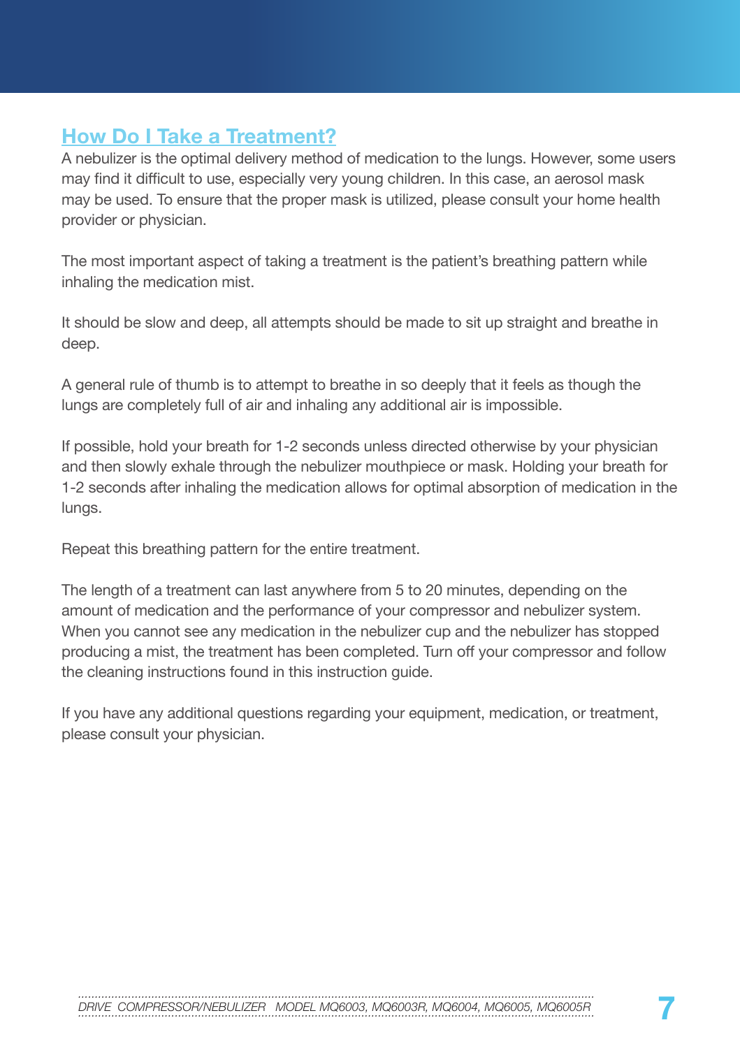## How Do I Take a Treatment?

A nebulizer is the optimal delivery method of medication to the lungs. However, some users may find it difficult to use, especially very young children. In this case, an aerosol mask may be used. To ensure that the proper mask is utilized, please consult your home health provider or physician.

The most important aspect of taking a treatment is the patient's breathing pattern while inhaling the medication mist.

It should be slow and deep, all attempts should be made to sit up straight and breathe in deep.

A general rule of thumb is to attempt to breathe in so deeply that it feels as though the lungs are completely full of air and inhaling any additional air is impossible.

If possible, hold your breath for 1-2 seconds unless directed otherwise by your physician and then slowly exhale through the nebulizer mouthpiece or mask. Holding your breath for 1-2 seconds after inhaling the medication allows for optimal absorption of medication in the lungs.

Repeat this breathing pattern for the entire treatment.

The length of a treatment can last anywhere from 5 to 20 minutes, depending on the amount of medication and the performance of your compressor and nebulizer system. When you cannot see any medication in the nebulizer cup and the nebulizer has stopped producing a mist, the treatment has been completed. Turn off your compressor and follow the cleaning instructions found in this instruction guide.

If you have any additional questions regarding your equipment, medication, or treatment, please consult your physician.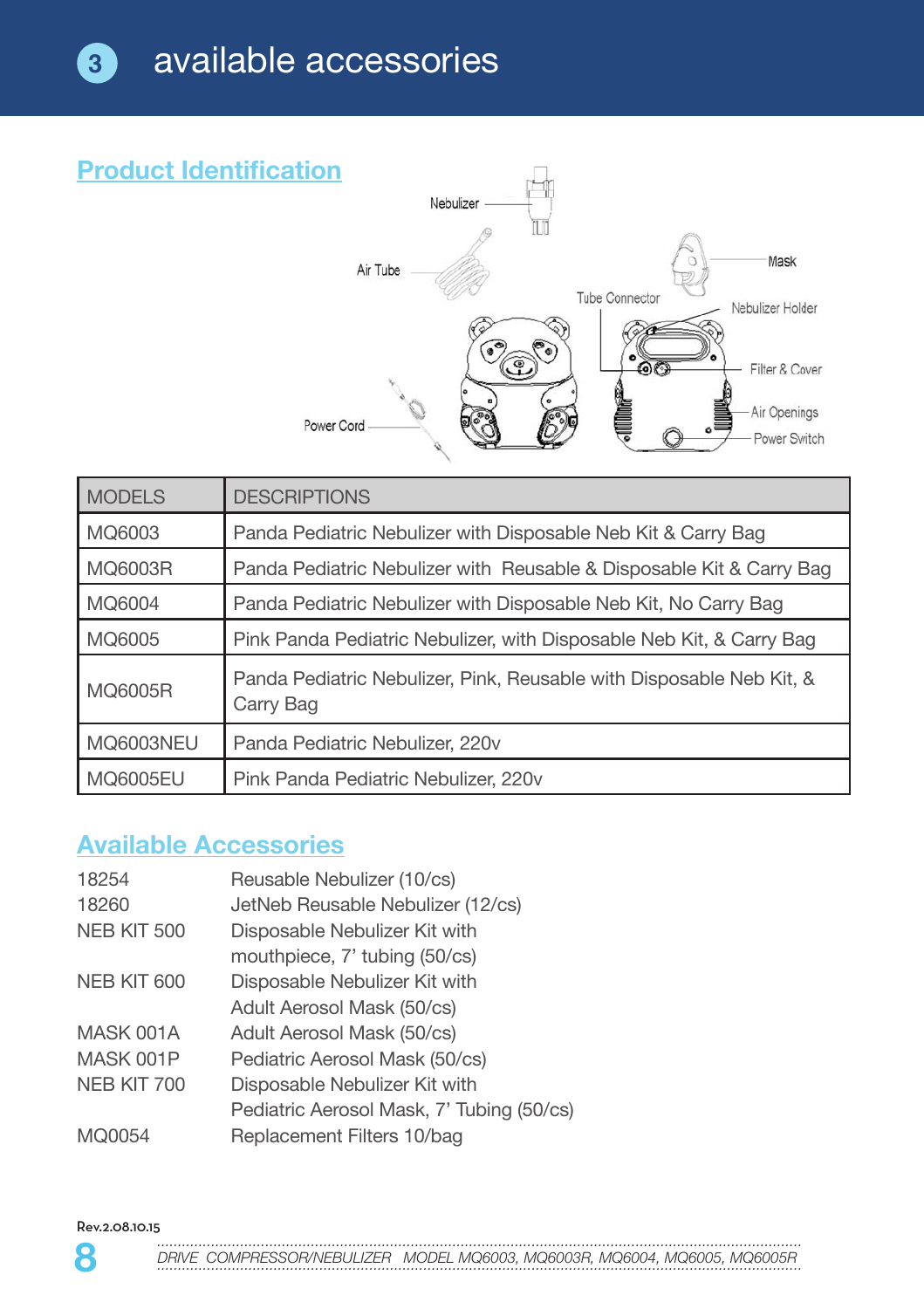# 3 available accessories

## Product Identification

Nebulizer

Air Tube

Mask

Tube Connector

Nebulizer Holder

Filter & Cover

Air Openings

Power Switch

Power Cord

| MODELS | DESCRIPTIONS |
|---|---|
| MQ6003 | Panda Pediatric Nebulizer with Disposable Neb Kit & Carry Bag |
| MQ6003R | Panda Pediatric Nebulizer with Reusable & Disposable Kit & Carry Bag |
| MQ6004 | Panda Pediatric Nebulizer with Disposable Neb Kit, No Carry Bag |
| MQ6005 | Pink Panda Pediatric Nebulizer, with Disposable Neb Kit, & Carry Bag |
| MQ6005R | Panda Pediatric Nebulizer, Pink, Reusable with Disposable Neb Kit, & Carry Bag |
| MQ6003NEU | Panda Pediatric Nebulizer, 220v |
| MQ6005EU | Pink Panda Pediatric Nebulizer, 220v |

## Available Accessories

| | |
|---|---|
| 18254 | Reusable Nebulizer (10/cs) |
| 18260 | JetNeb Reusable Nebulizer (12/cs) |
| NEB KIT 500 | Disposable Nebulizer Kit with mouthpiece, 7' tubing (50/cs) |
| NEB KIT 600 | Disposable Nebulizer Kit with Adult Aerosol Mask (50/cs) |
| MASK 001A | Adult Aerosol Mask (50/cs) |
| MASK 001P | Pediatric Aerosol Mask (50/cs) |
| NEB KIT 700 | Disposable Nebulizer Kit with Pediatric Aerosol Mask, 7' Tubing (50/cs) |
| MQ0054 | Replacement Filters 10/bag |

Rev.2.08.10.15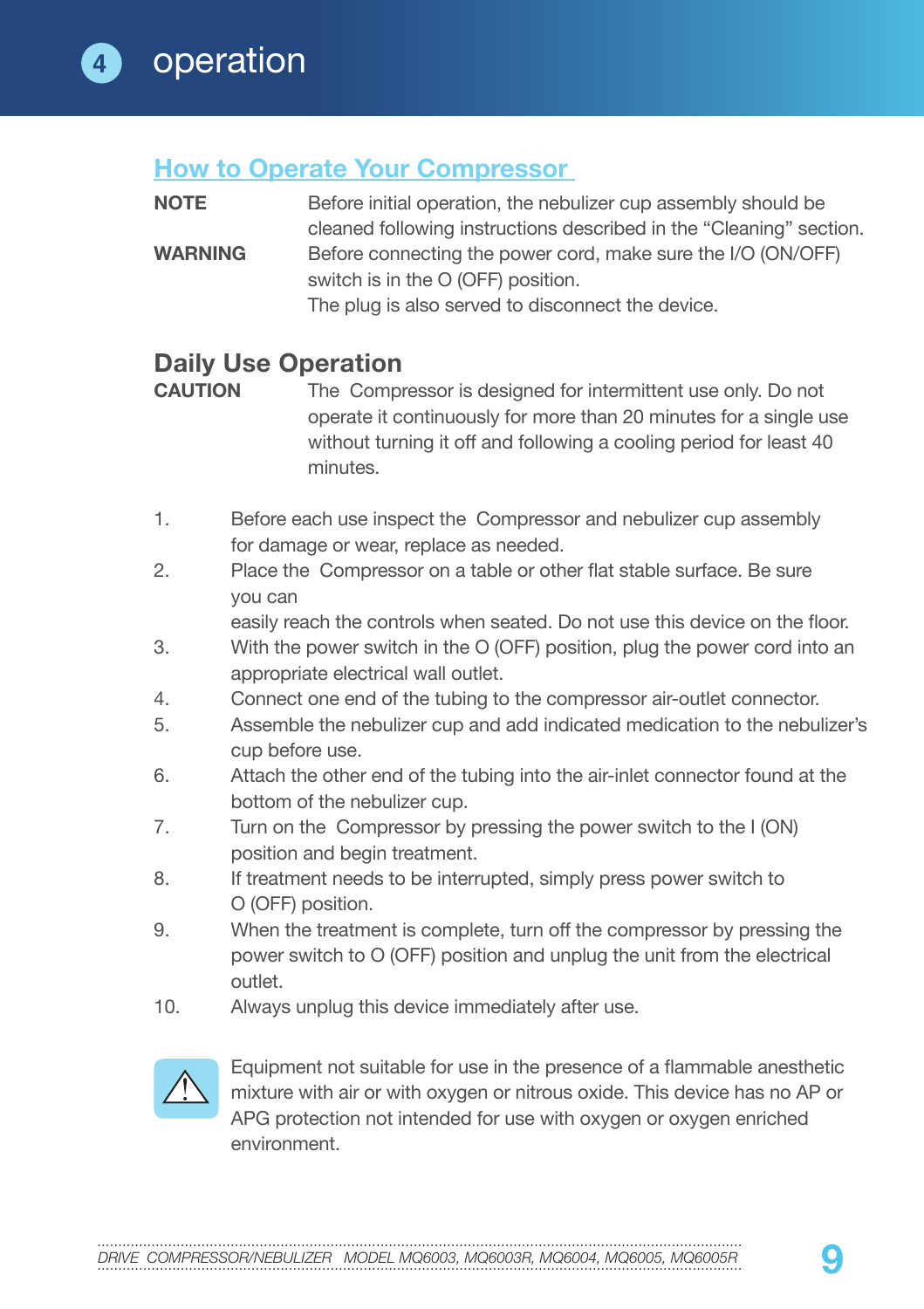# 4 operation

## How to Operate Your Compressor

**NOTE** Before initial operation, the nebulizer cup assembly should be cleaned following instructions described in the "Cleaning" section.

**WARNING** Before connecting the power cord, make sure the I/O (ON/OFF) switch is in the O (OFF) position.
The plug is also served to disconnect the device.

## Daily Use Operation

**CAUTION** The Compressor is designed for intermittent use only. Do not operate it continuously for more than 20 minutes for a single use without turning it off and following a cooling period for least 40 minutes.

1. Before each use inspect the Compressor and nebulizer cup assembly for damage or wear, replace as needed.
2. Place the Compressor on a table or other flat stable surface. Be sure you can
   easily reach the controls when seated. Do not use this device on the floor.
3. With the power switch in the O (OFF) position, plug the power cord into an appropriate electrical wall outlet.
4. Connect one end of the tubing to the compressor air-outlet connector.
5. Assemble the nebulizer cup and add indicated medication to the nebulizer's cup before use.
6. Attach the other end of the tubing into the air-inlet connector found at the bottom of the nebulizer cup.
7. Turn on the Compressor by pressing the power switch to the I (ON) position and begin treatment.
8. If treatment needs to be interrupted, simply press power switch to O (OFF) position.
9. When the treatment is complete, turn off the compressor by pressing the power switch to O (OFF) position and unplug the unit from the electrical outlet.
10. Always unplug this device immediately after use.

⚠ Equipment not suitable for use in the presence of a flammable anesthetic mixture with air or with oxygen or nitrous oxide. This device has no AP or APG protection not intended for use with oxygen or oxygen enriched environment.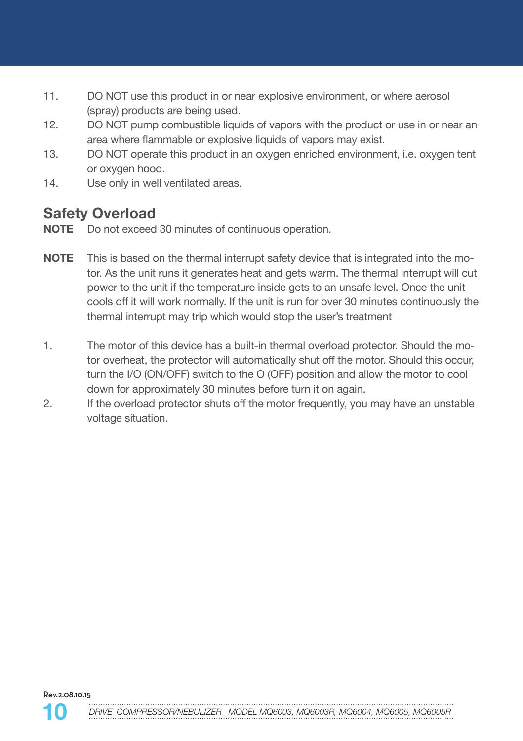11. DO NOT use this product in or near explosive environment, or where aerosol (spray) products are being used.
12. DO NOT pump combustible liquids of vapors with the product or use in or near an area where flammable or explosive liquids of vapors may exist.
13. DO NOT operate this product in an oxygen enriched environment, i.e. oxygen tent or oxygen hood.
14. Use only in well ventilated areas.

## Safety Overload

**NOTE** Do not exceed 30 minutes of continuous operation.

**NOTE** This is based on the thermal interrupt safety device that is integrated into the motor. As the unit runs it generates heat and gets warm. The thermal interrupt will cut power to the unit if the temperature inside gets to an unsafe level. Once the unit cools off it will work normally. If the unit is run for over 30 minutes continuously the thermal interrupt may trip which would stop the user's treatment

1. The motor of this device has a built-in thermal overload protector. Should the motor overheat, the protector will automatically shut off the motor. Should this occur, turn the I/O (ON/OFF) switch to the O (OFF) position and allow the motor to cool down for approximately 30 minutes before turn it on again.
2. If the overload protector shuts off the motor frequently, you may have an unstable voltage situation.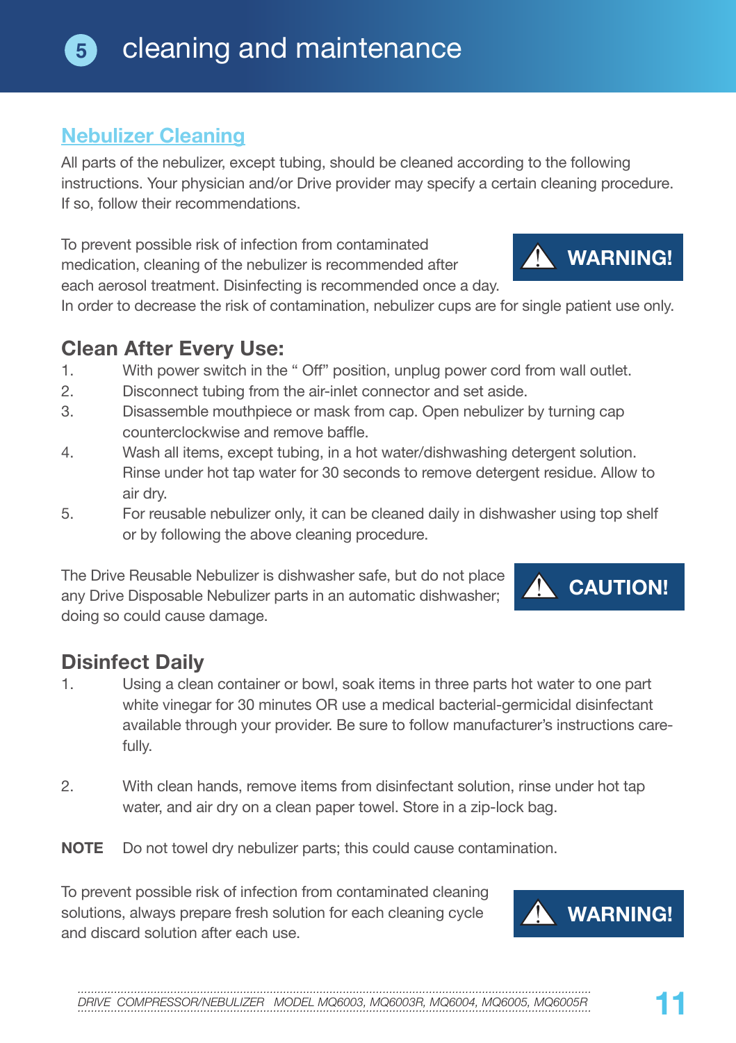# 5 cleaning and maintenance

## Nebulizer Cleaning

All parts of the nebulizer, except tubing, should be cleaned according to the following instructions. Your physician and/or Drive provider may specify a certain cleaning procedure. If so, follow their recommendations.

**⚠ WARNING!**

To prevent possible risk of infection from contaminated medication, cleaning of the nebulizer is recommended after each aerosol treatment. Disinfecting is recommended once a day. In order to decrease the risk of contamination, nebulizer cups are for single patient use only.

### Clean After Every Use:

1. With power switch in the " Off" position, unplug power cord from wall outlet.
2. Disconnect tubing from the air-inlet connector and set aside.
3. Disassemble mouthpiece or mask from cap. Open nebulizer by turning cap counterclockwise and remove baffle.
4. Wash all items, except tubing, in a hot water/dishwashing detergent solution. Rinse under hot tap water for 30 seconds to remove detergent residue. Allow to air dry.
5. For reusable nebulizer only, it can be cleaned daily in dishwasher using top shelf or by following the above cleaning procedure.

**⚠ CAUTION!**

The Drive Reusable Nebulizer is dishwasher safe, but do not place any Drive Disposable Nebulizer parts in an automatic dishwasher; doing so could cause damage.

### Disinfect Daily

1. Using a clean container or bowl, soak items in three parts hot water to one part white vinegar for 30 minutes OR use a medical bacterial-germicidal disinfectant available through your provider. Be sure to follow manufacturer's instructions carefully.
2. With clean hands, remove items from disinfectant solution, rinse under hot tap water, and air dry on a clean paper towel. Store in a zip-lock bag.

**NOTE** Do not towel dry nebulizer parts; this could cause contamination.

**⚠ WARNING!**

To prevent possible risk of infection from contaminated cleaning solutions, always prepare fresh solution for each cleaning cycle and discard solution after each use.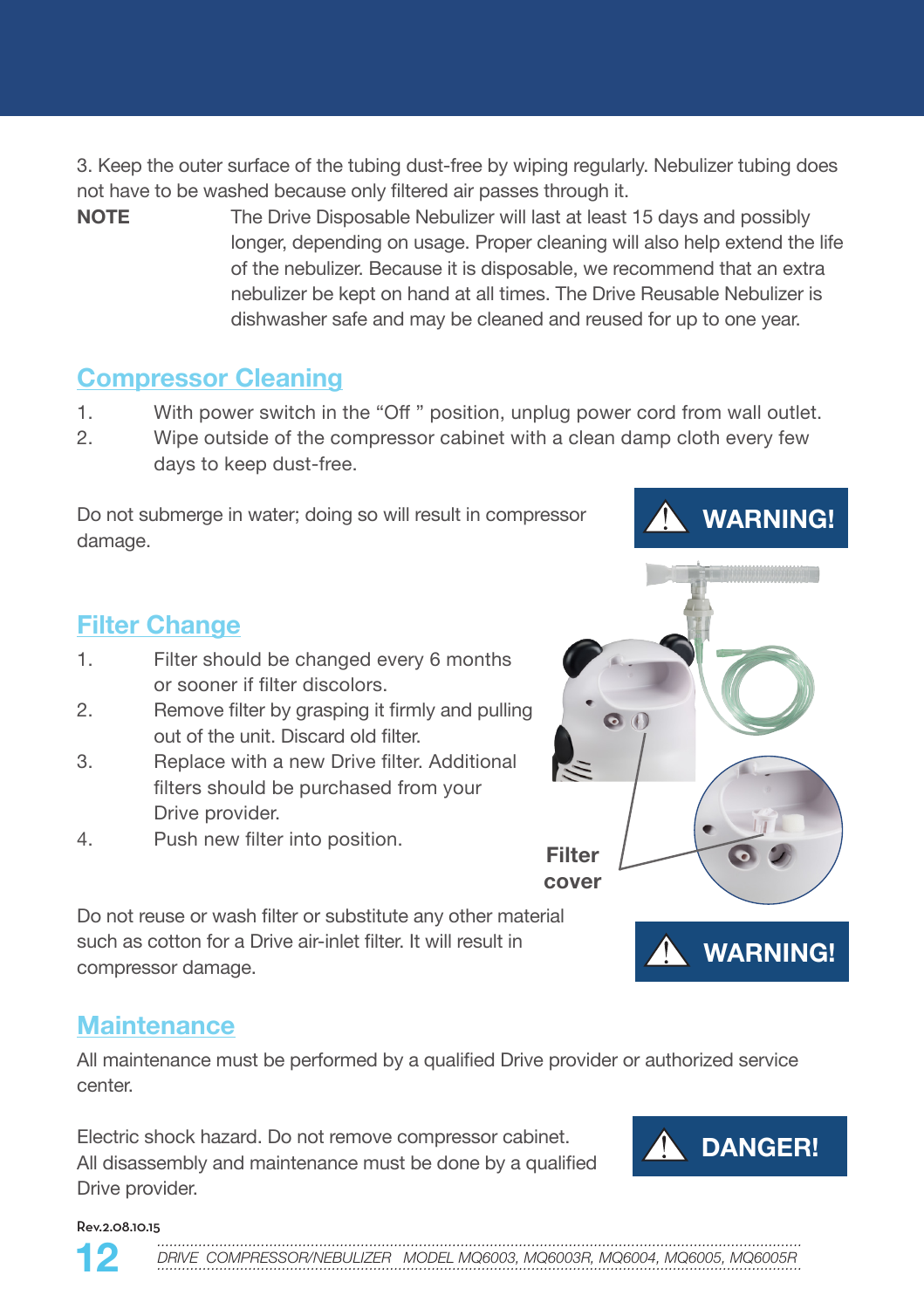3. Keep the outer surface of the tubing dust-free by wiping regularly. Nebulizer tubing does not have to be washed because only filtered air passes through it.

**NOTE** The Drive Disposable Nebulizer will last at least 15 days and possibly longer, depending on usage. Proper cleaning will also help extend the life of the nebulizer. Because it is disposable, we recommend that an extra nebulizer be kept on hand at all times. The Drive Reusable Nebulizer is dishwasher safe and may be cleaned and reused for up to one year.

## Compressor Cleaning

1. With power switch in the "Off " position, unplug power cord from wall outlet.
2. Wipe outside of the compressor cabinet with a clean damp cloth every few days to keep dust-free.

**WARNING!**

Do not submerge in water; doing so will result in compressor damage.

## Filter Change

1. Filter should be changed every 6 months or sooner if filter discolors.
2. Remove filter by grasping it firmly and pulling out of the unit. Discard old filter.
3. Replace with a new Drive filter. Additional filters should be purchased from your Drive provider.
4. Push new filter into position.

**Filter cover**

**WARNING!**

Do not reuse or wash filter or substitute any other material such as cotton for a Drive air-inlet filter. It will result in compressor damage.

## Maintenance

All maintenance must be performed by a qualified Drive provider or authorized service center.

**DANGER!**

Electric shock hazard. Do not remove compressor cabinet. All disassembly and maintenance must be done by a qualified Drive provider.

Rev.2.08.10.15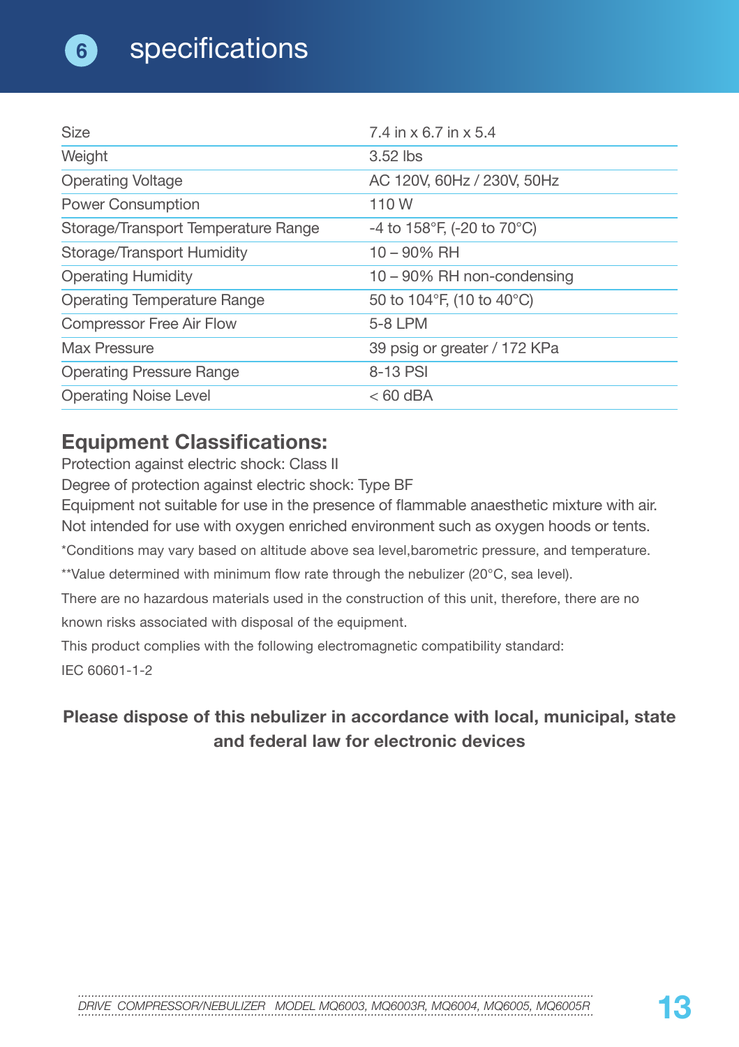# 6 specifications

| | |
|---|---|
| Size | 7.4 in x 6.7 in x 5.4 |
| Weight | 3.52 lbs |
| Operating Voltage | AC 120V, 60Hz / 230V, 50Hz |
| Power Consumption | 110 W |
| Storage/Transport Temperature Range | -4 to 158°F, (-20 to 70°C) |
| Storage/Transport Humidity | 10 – 90% RH |
| Operating Humidity | 10 – 90% RH non-condensing |
| Operating Temperature Range | 50 to 104°F, (10 to 40°C) |
| Compressor Free Air Flow | 5-8 LPM |
| Max Pressure | 39 psig or greater / 172 KPa |
| Operating Pressure Range | 8-13 PSI |
| Operating Noise Level | < 60 dBA |

## Equipment Classifications:

Protection against electric shock: Class II

Degree of protection against electric shock: Type BF

Equipment not suitable for use in the presence of flammable anaesthetic mixture with air.

Not intended for use with oxygen enriched environment such as oxygen hoods or tents.

*Conditions may vary based on altitude above sea level,barometric pressure, and temperature.

**Value determined with minimum flow rate through the nebulizer (20°C, sea level).

There are no hazardous materials used in the construction of this unit, therefore, there are no known risks associated with disposal of the equipment.

This product complies with the following electromagnetic compatibility standard:

IEC 60601-1-2

**Please dispose of this nebulizer in accordance with local, municipal, state and federal law for electronic devices**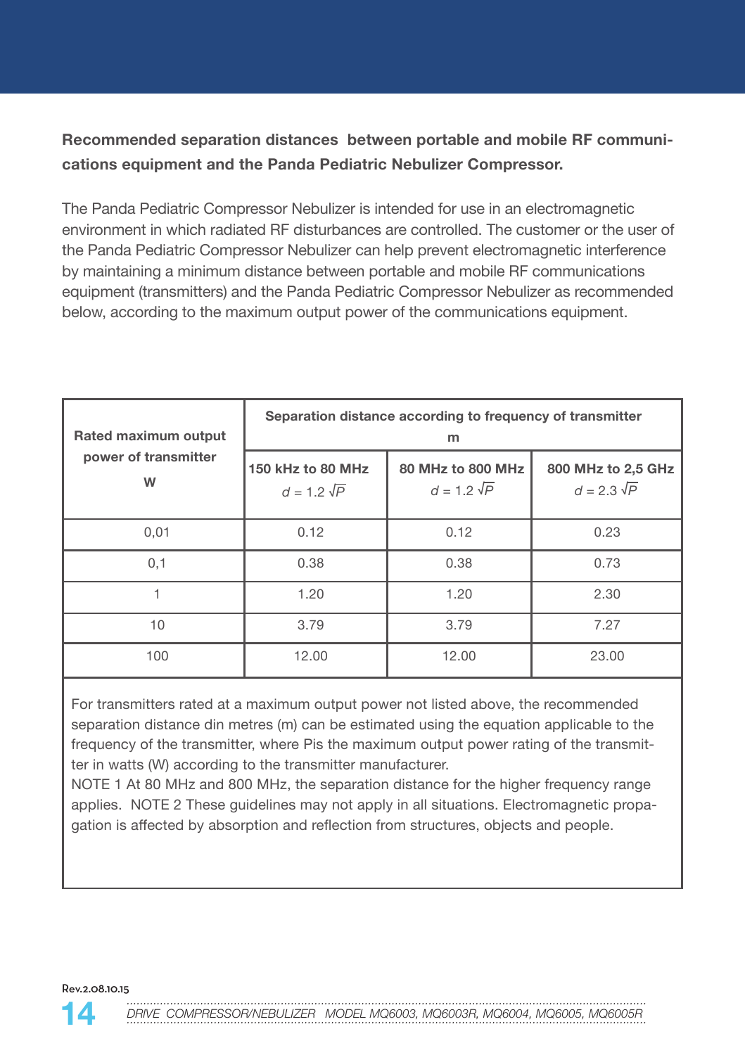**Recommended separation distances between portable and mobile RF communications equipment and the Panda Pediatric Nebulizer Compressor.**

The Panda Pediatric Compressor Nebulizer is intended for use in an electromagnetic environment in which radiated RF disturbances are controlled. The customer or the user of the Panda Pediatric Compressor Nebulizer can help prevent electromagnetic interference by maintaining a minimum distance between portable and mobile RF communications equipment (transmitters) and the Panda Pediatric Compressor Nebulizer as recommended below, according to the maximum output power of the communications equipment.

| **Rated maximum output power of transmitter W** | **Separation distance according to frequency of transmitter m** | | |
|---|---|---|---|
| | **150 kHz to 80 MHz** $d = 1.2\sqrt{P}$ | **80 MHz to 800 MHz** $d = 1.2\sqrt{P}$ | **800 MHz to 2,5 GHz** $d = 2.3\sqrt{P}$ |
| 0,01 | 0.12 | 0.12 | 0.23 |
| 0,1 | 0.38 | 0.38 | 0.73 |
| 1 | 1.20 | 1.20 | 2.30 |
| 10 | 3.79 | 3.79 | 7.27 |
| 100 | 12.00 | 12.00 | 23.00 |

For transmitters rated at a maximum output power not listed above, the recommended separation distance din metres (m) can be estimated using the equation applicable to the frequency of the transmitter, where Pis the maximum output power rating of the transmitter in watts (W) according to the transmitter manufacturer.
NOTE 1 At 80 MHz and 800 MHz, the separation distance for the higher frequency range applies. NOTE 2 These guidelines may not apply in all situations. Electromagnetic propagation is affected by absorption and reflection from structures, objects and people.

Rev.2.08.10.15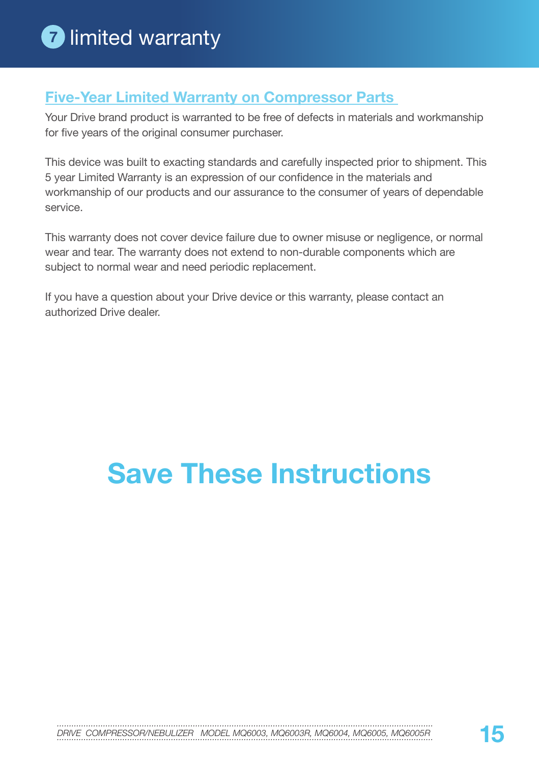# 7 limited warranty

## Five-Year Limited Warranty on Compressor Parts

Your Drive brand product is warranted to be free of defects in materials and workmanship for five years of the original consumer purchaser.

This device was built to exacting standards and carefully inspected prior to shipment. This 5 year Limited Warranty is an expression of our confidence in the materials and workmanship of our products and our assurance to the consumer of years of dependable service.

This warranty does not cover device failure due to owner misuse or negligence, or normal wear and tear. The warranty does not extend to non-durable components which are subject to normal wear and need periodic replacement.

If you have a question about your Drive device or this warranty, please contact an authorized Drive dealer.

# Save These Instructions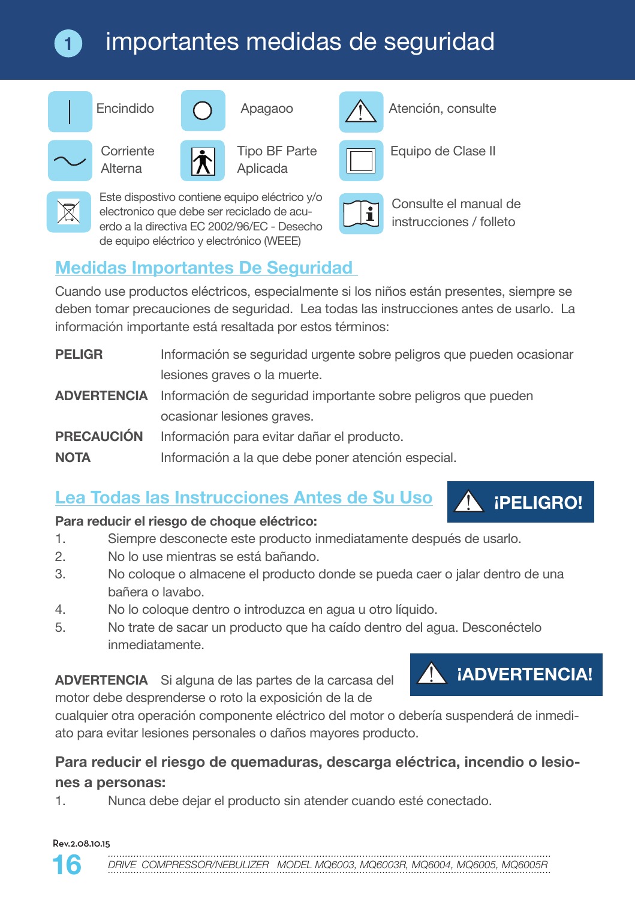# 1 importantes medidas de seguridad

| | | | | | |
|---|---|---|---|---|---|
| | Encindido | | Apagaoo | | Atención, consulte |
| | Corriente Alterna | | Tipo BF Parte Aplicada | | Equipo de Clase II |

Este dispostivo contiene equipo eléctrico y/o electronico que debe ser reciclado de acuerdo a la directiva EC 2002/96/EC - Desecho de equipo eléctrico y electrónico (WEEE)

Consulte el manual de instrucciones / folleto

## Medidas Importantes De Seguridad

Cuando use productos eléctricos, especialmente si los niños están presentes, siempre se deben tomar precauciones de seguridad. Lea todas las instrucciones antes de usarlo. La información importante está resaltada por estos términos:

**PELIGR** Información se seguridad urgente sobre peligros que pueden ocasionar lesiones graves o la muerte.

**ADVERTENCIA** Información de seguridad importante sobre peligros que pueden ocasionar lesiones graves.

**PRECAUCIÓN** Información para evitar dañar el producto.

**NOTA** Información a la que debe poner atención especial.

## Lea Todas las Instrucciones Antes de Su Uso

**¡PELIGRO!**

**Para reducir el riesgo de choque eléctrico:**

1. Siempre desconecte este producto inmediatamente después de usarlo.
2. No lo use mientras se está bañando.
3. No coloque o almacene el producto donde se pueda caer o jalar dentro de una bañera o lavabo.
4. No lo coloque dentro o introduzca en agua u otro líquido.
5. No trate de sacar un producto que ha caído dentro del agua. Desconéctelo inmediatamente.

**¡ADVERTENCIA!**

**ADVERTENCIA** Si alguna de las partes de la carcasa del motor debe desprenderse o roto la exposición de la de cualquier otra operación componente eléctrico del motor o debería suspenderá de inmediato para evitar lesiones personales o daños mayores producto.

**Para reducir el riesgo de quemaduras, descarga eléctrica, incendio o lesiones a personas:**

1. Nunca debe dejar el producto sin atender cuando esté conectado.

Rev.2.08.10.15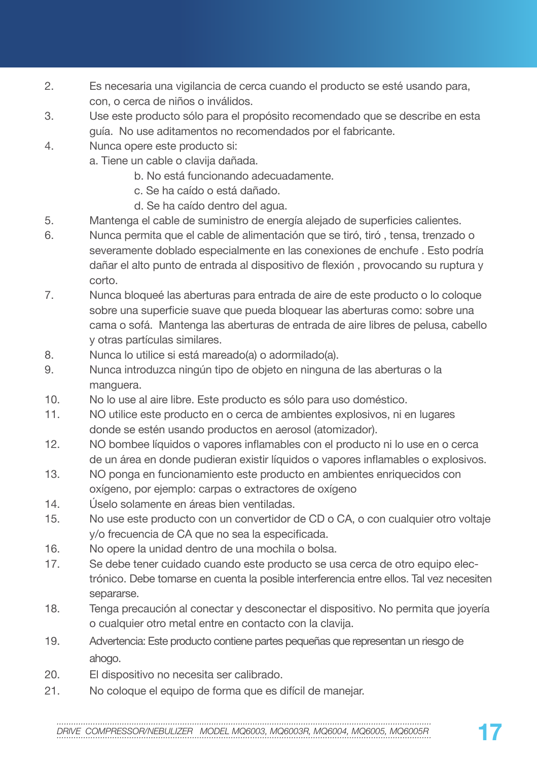2. Es necesaria una vigilancia de cerca cuando el producto se esté usando para, con, o cerca de niños o inválidos.
3. Use este producto sólo para el propósito recomendado que se describe en esta guía. No use aditamentos no recomendados por el fabricante.
4. Nunca opere este producto si:
   a. Tiene un cable o clavija dañada.
   b. No está funcionando adecuadamente.
   c. Se ha caído o está dañado.
   d. Se ha caído dentro del agua.
5. Mantenga el cable de suministro de energía alejado de superficies calientes.
6. Nunca permita que el cable de alimentación que se tiró, tiró , tensa, trenzado o severamente doblado especialmente en las conexiones de enchufe . Esto podría dañar el alto punto de entrada al dispositivo de flexión , provocando su ruptura y corto.
7. Nunca bloqueé las aberturas para entrada de aire de este producto o lo coloque sobre una superficie suave que pueda bloquear las aberturas como: sobre una cama o sofá. Mantenga las aberturas de entrada de aire libres de pelusa, cabello y otras partículas similares.
8. Nunca lo utilice si está mareado(a) o adormilado(a).
9. Nunca introduzca ningún tipo de objeto en ninguna de las aberturas o la manguera.
10. No lo use al aire libre. Este producto es sólo para uso doméstico.
11. NO utilice este producto en o cerca de ambientes explosivos, ni en lugares donde se estén usando productos en aerosol (atomizador).
12. NO bombee líquidos o vapores inflamables con el producto ni lo use en o cerca de un área en donde pudieran existir líquidos o vapores inflamables o explosivos.
13. NO ponga en funcionamiento este producto en ambientes enriquecidos con oxígeno, por ejemplo: carpas o extractores de oxígeno
14. Úselo solamente en áreas bien ventiladas.
15. No use este producto con un convertidor de CD o CA, o con cualquier otro voltaje y/o frecuencia de CA que no sea la especificada.
16. No opere la unidad dentro de una mochila o bolsa.
17. Se debe tener cuidado cuando este producto se usa cerca de otro equipo electrónico. Debe tomarse en cuenta la posible interferencia entre ellos. Tal vez necesiten separarse.
18. Tenga precaución al conectar y desconectar el dispositivo. No permita que joyería o cualquier otro metal entre en contacto con la clavija.
19. Advertencia: Este producto contiene partes pequeñas que representan un riesgo de ahogo.
20. El dispositivo no necesita ser calibrado.
21. No coloque el equipo de forma que es difícil de manejar.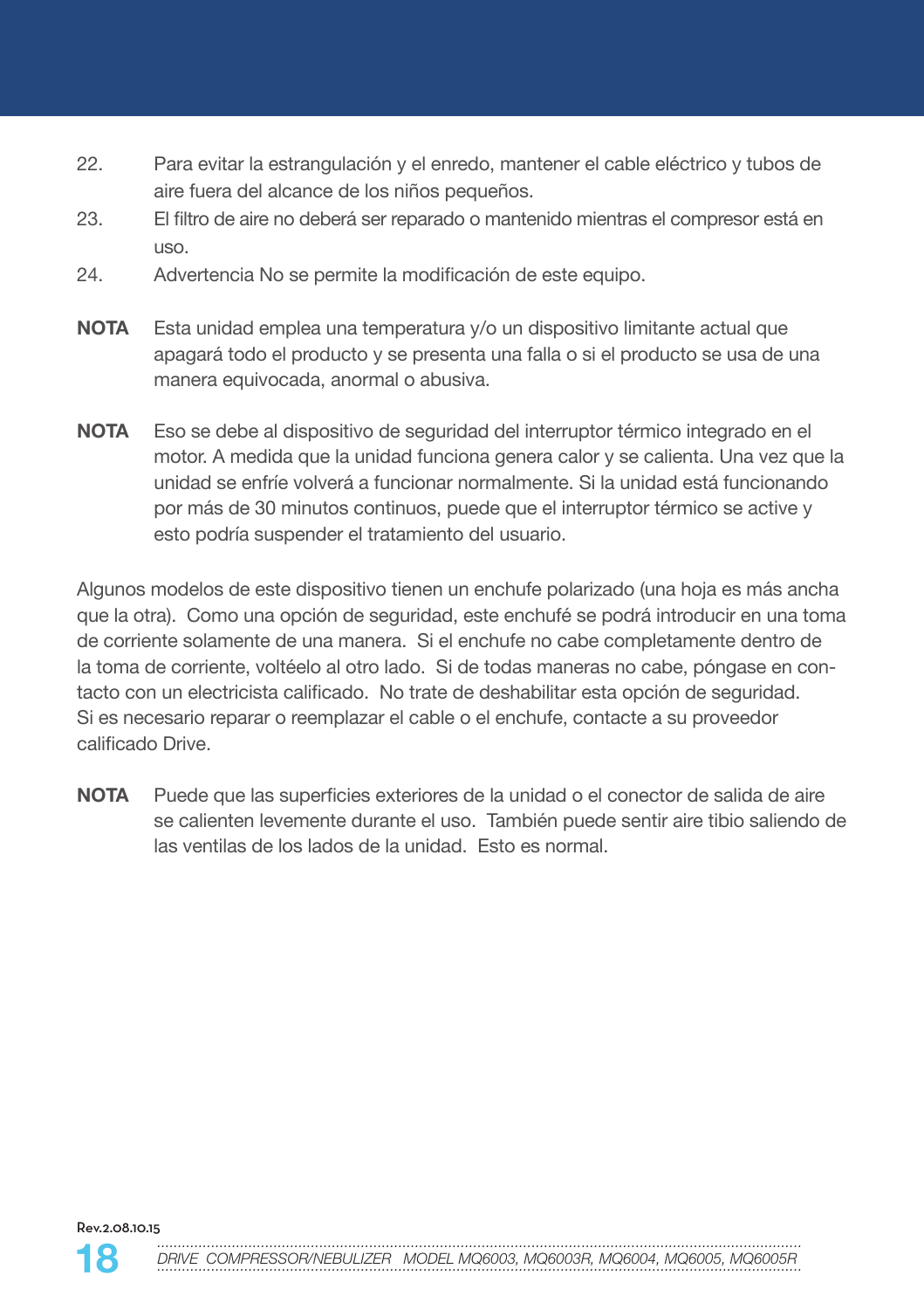22. Para evitar la estrangulación y el enredo, mantener el cable eléctrico y tubos de aire fuera del alcance de los niños pequeños.
23. El filtro de aire no deberá ser reparado o mantenido mientras el compresor está en uso.
24. Advertencia No se permite la modificación de este equipo.

**NOTA** Esta unidad emplea una temperatura y/o un dispositivo limitante actual que apagará todo el producto y se presenta una falla o si el producto se usa de una manera equivocada, anormal o abusiva.

**NOTA** Eso se debe al dispositivo de seguridad del interruptor térmico integrado en el motor. A medida que la unidad funciona genera calor y se calienta. Una vez que la unidad se enfríe volverá a funcionar normalmente. Si la unidad está funcionando por más de 30 minutos continuos, puede que el interruptor térmico se active y esto podría suspender el tratamiento del usuario.

Algunos modelos de este dispositivo tienen un enchufe polarizado (una hoja es más ancha que la otra). Como una opción de seguridad, este enchufé se podrá introducir en una toma de corriente solamente de una manera. Si el enchufe no cabe completamente dentro de la toma de corriente, voltéelo al otro lado. Si de todas maneras no cabe, póngase en contacto con un electricista calificado. No trate de deshabilitar esta opción de seguridad. Si es necesario reparar o reemplazar el cable o el enchufe, contacte a su proveedor calificado Drive.

**NOTA** Puede que las superficies exteriores de la unidad o el conector de salida de aire se calienten levemente durante el uso. También puede sentir aire tibio saliendo de las ventilas de los lados de la unidad. Esto es normal.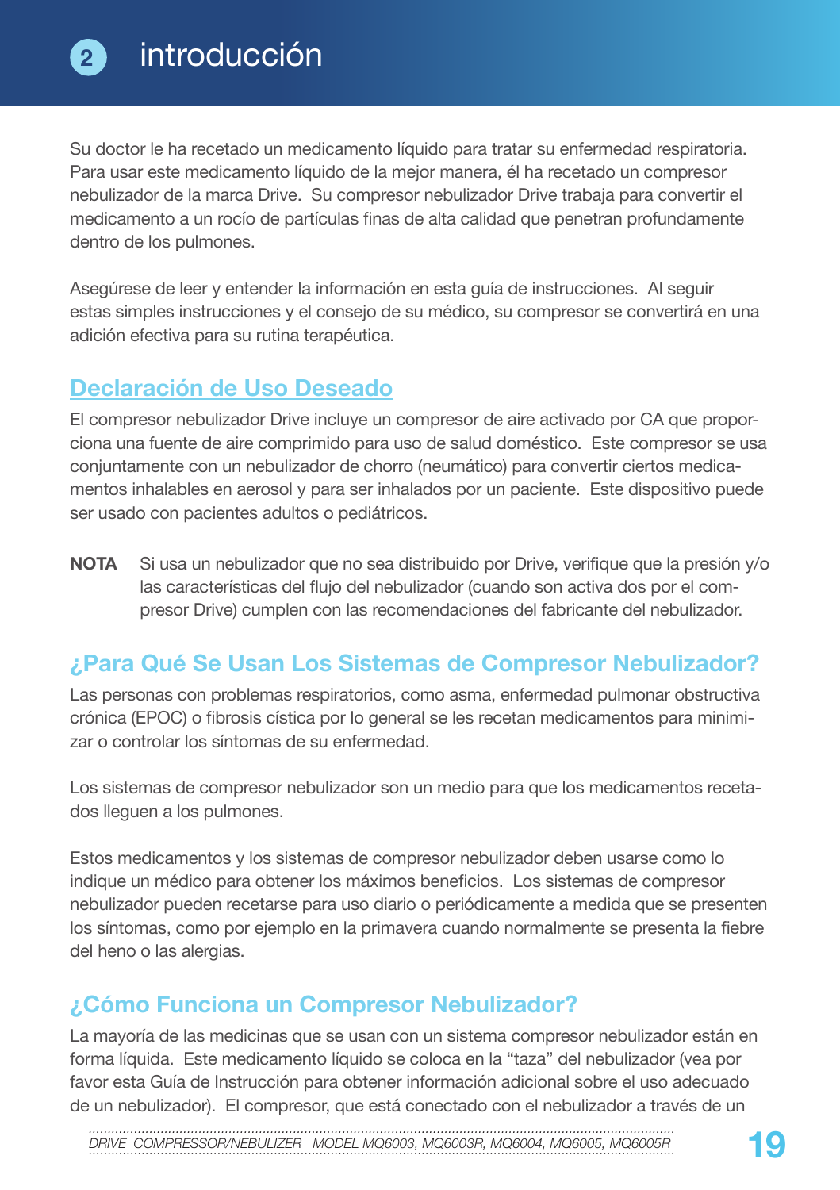# 2 introducción

Su doctor le ha recetado un medicamento líquido para tratar su enfermedad respiratoria. Para usar este medicamento líquido de la mejor manera, él ha recetado un compresor nebulizador de la marca Drive. Su compresor nebulizador Drive trabaja para convertir el medicamento a un rocío de partículas finas de alta calidad que penetran profundamente dentro de los pulmones.

Asegúrese de leer y entender la información en esta guía de instrucciones. Al seguir estas simples instrucciones y el consejo de su médico, su compresor se convertirá en una adición efectiva para su rutina terapéutica.

## Declaración de Uso Deseado

El compresor nebulizador Drive incluye un compresor de aire activado por CA que proporciona una fuente de aire comprimido para uso de salud doméstico. Este compresor se usa conjuntamente con un nebulizador de chorro (neumático) para convertir ciertos medicamentos inhalables en aerosol y para ser inhalados por un paciente. Este dispositivo puede ser usado con pacientes adultos o pediátricos.

**NOTA** Si usa un nebulizador que no sea distribuido por Drive, verifique que la presión y/o las características del flujo del nebulizador (cuando son activa dos por el compresor Drive) cumplen con las recomendaciones del fabricante del nebulizador.

## ¿Para Qué Se Usan Los Sistemas de Compresor Nebulizador?

Las personas con problemas respiratorios, como asma, enfermedad pulmonar obstructiva crónica (EPOC) o fibrosis cística por lo general se les recetan medicamentos para minimizar o controlar los síntomas de su enfermedad.

Los sistemas de compresor nebulizador son un medio para que los medicamentos recetados lleguen a los pulmones.

Estos medicamentos y los sistemas de compresor nebulizador deben usarse como lo indique un médico para obtener los máximos beneficios. Los sistemas de compresor nebulizador pueden recetarse para uso diario o periódicamente a medida que se presenten los síntomas, como por ejemplo en la primavera cuando normalmente se presenta la fiebre del heno o las alergias.

## ¿Cómo Funciona un Compresor Nebulizador?

La mayoría de las medicinas que se usan con un sistema compresor nebulizador están en forma líquida. Este medicamento líquido se coloca en la "taza" del nebulizador (vea por favor esta Guía de Instrucción para obtener información adicional sobre el uso adecuado de un nebulizador). El compresor, que está conectado con el nebulizador a través de un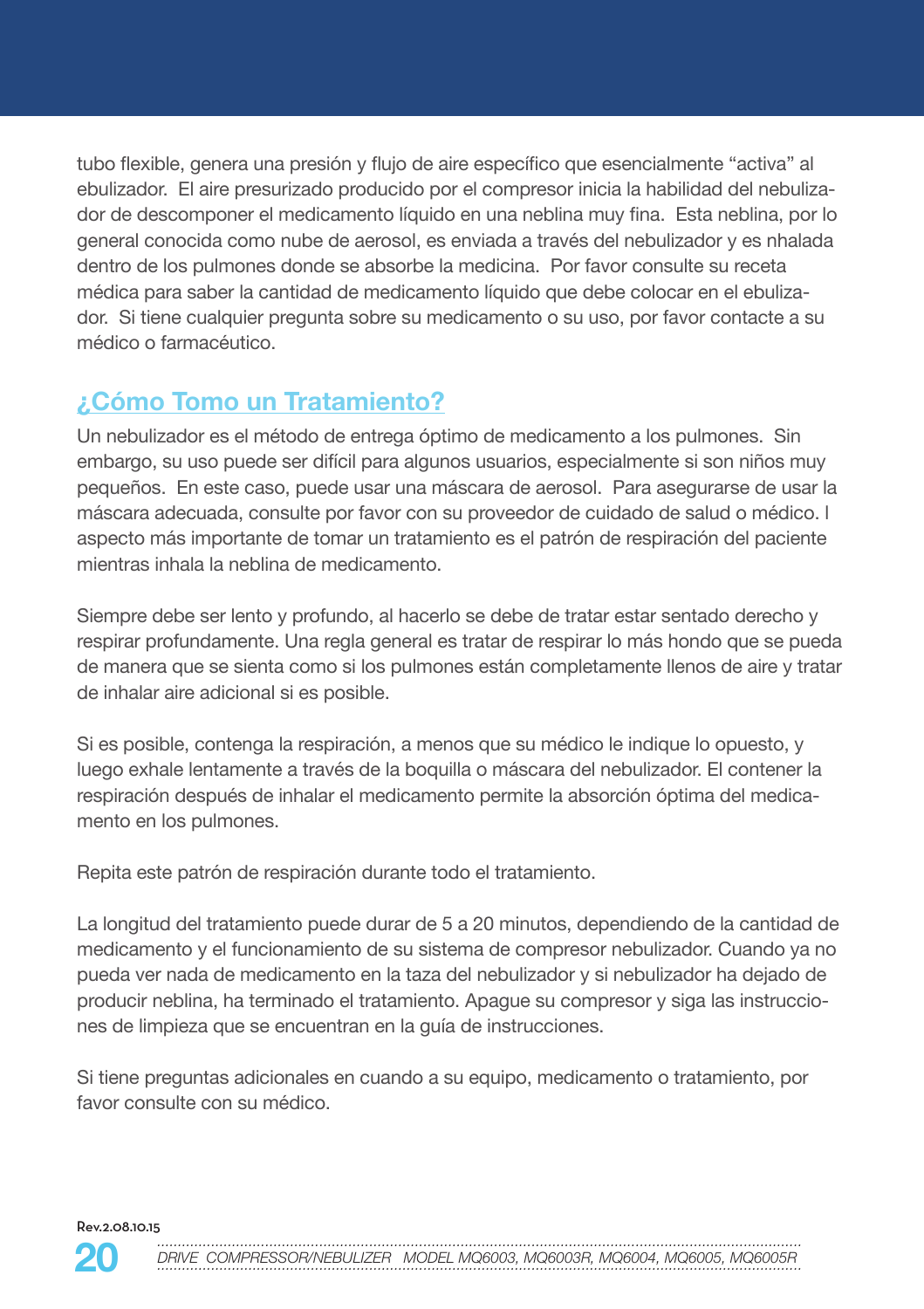tubo flexible, genera una presión y flujo de aire específico que esencialmente "activa" al ebulizador. El aire presurizado producido por el compresor inicia la habilidad del nebulizador de descomponer el medicamento líquido en una neblina muy fina. Esta neblina, por lo general conocida como nube de aerosol, es enviada a través del nebulizador y es nhalada dentro de los pulmones donde se absorbe la medicina. Por favor consulte su receta médica para saber la cantidad de medicamento líquido que debe colocar en el ebulizador. Si tiene cualquier pregunta sobre su medicamento o su uso, por favor contacte a su médico o farmacéutico.

## ¿Cómo Tomo un Tratamiento?

Un nebulizador es el método de entrega óptimo de medicamento a los pulmones. Sin embargo, su uso puede ser difícil para algunos usuarios, especialmente si son niños muy pequeños. En este caso, puede usar una máscara de aerosol. Para asegurarse de usar la máscara adecuada, consulte por favor con su proveedor de cuidado de salud o médico. l aspecto más importante de tomar un tratamiento es el patrón de respiración del paciente mientras inhala la neblina de medicamento.

Siempre debe ser lento y profundo, al hacerlo se debe de tratar estar sentado derecho y respirar profundamente. Una regla general es tratar de respirar lo más hondo que se pueda de manera que se sienta como si los pulmones están completamente llenos de aire y tratar de inhalar aire adicional si es posible.

Si es posible, contenga la respiración, a menos que su médico le indique lo opuesto, y luego exhale lentamente a través de la boquilla o máscara del nebulizador. El contener la respiración después de inhalar el medicamento permite la absorción óptima del medicamento en los pulmones.

Repita este patrón de respiración durante todo el tratamiento.

La longitud del tratamiento puede durar de 5 a 20 minutos, dependiendo de la cantidad de medicamento y el funcionamiento de su sistema de compresor nebulizador. Cuando ya no pueda ver nada de medicamento en la taza del nebulizador y si nebulizador ha dejado de producir neblina, ha terminado el tratamiento. Apague su compresor y siga las instrucciones de limpieza que se encuentran en la guía de instrucciones.

Si tiene preguntas adicionales en cuando a su equipo, medicamento o tratamiento, por favor consulte con su médico.

Rev.2.08.10.15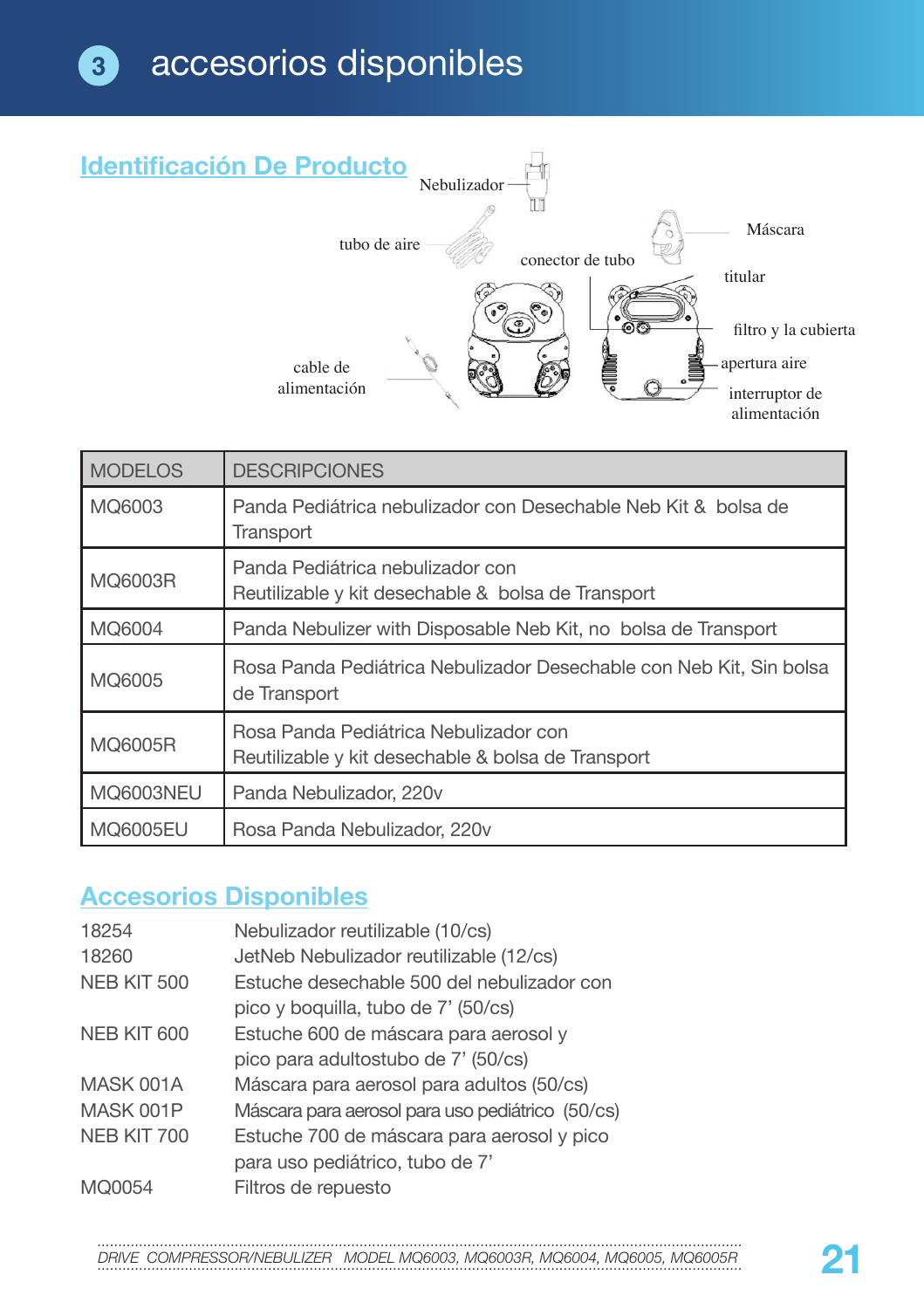# 3 accesorios disponibles

## Identificación De Producto

Nebulizador

tubo de aire

Máscara

conector de tubo

titular

filtro y la cubierta

apertura aire

cable de alimentación

interruptor de alimentación

| MODELOS | DESCRIPCIONES |
|---|---|
| MQ6003 | Panda Pediátrica nebulizador con Desechable Neb Kit & bolsa de Transport |
| MQ6003R | Panda Pediátrica nebulizador con Reutilizable y kit desechable & bolsa de Transport |
| MQ6004 | Panda Nebulizer with Disposable Neb Kit, no bolsa de Transport |
| MQ6005 | Rosa Panda Pediátrica Nebulizador Desechable con Neb Kit, Sin bolsa de Transport |
| MQ6005R | Rosa Panda Pediátrica Nebulizador con Reutilizable y kit desechable & bolsa de Transport |
| MQ6003NEU | Panda Nebulizador, 220v |
| MQ6005EU | Rosa Panda Nebulizador, 220v |

## Accesorios Disponibles

| | |
|---|---|
| 18254 | Nebulizador reutilizable (10/cs) |
| 18260 | JetNeb Nebulizador reutilizable (12/cs) |
| NEB KIT 500 | Estuche desechable 500 del nebulizador con pico y boquilla, tubo de 7' (50/cs) |
| NEB KIT 600 | Estuche 600 de máscara para aerosol y pico para adultostubo de 7' (50/cs) |
| MASK 001A | Máscara para aerosol para adultos (50/cs) |
| MASK 001P | Máscara para aerosol para uso pediátrico (50/cs) |
| NEB KIT 700 | Estuche 700 de máscara para aerosol y pico para uso pediátrico, tubo de 7' |
| MQ0054 | Filtros de repuesto |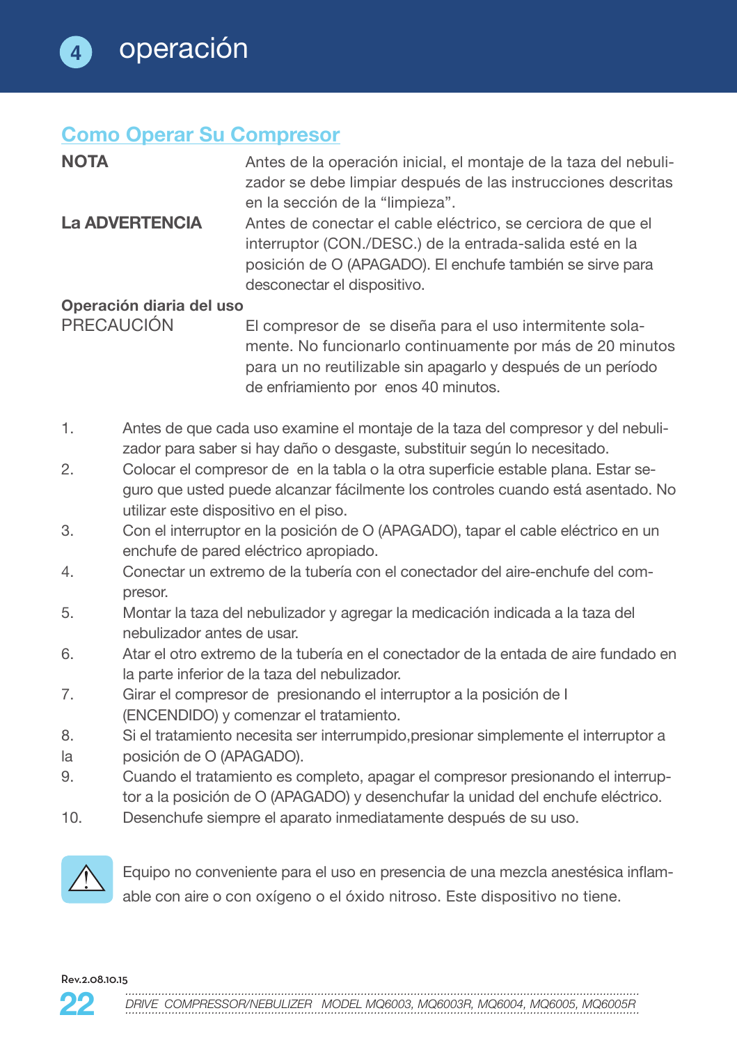# 4 operación

## Como Operar Su Compresor

**NOTA** Antes de la operación inicial, el montaje de la taza del nebulizador se debe limpiar después de las instrucciones descritas en la sección de la “limpieza”.

**La ADVERTENCIA** Antes de conectar el cable eléctrico, se cerciora de que el interruptor (CON./DESC.) de la entrada-salida esté en la posición de O (APAGADO). El enchufe también se sirve para desconectar el dispositivo.

**Operación diaria del uso**

PRECAUCIÓN El compresor de se diseña para el uso intermitente solamente. No funcionarlo continuamente por más de 20 minutos para un no reutilizable sin apagarlo y después de un período de enfriamiento por enos 40 minutos.

1. Antes de que cada uso examine el montaje de la taza del compresor y del nebulizador para saber si hay daño o desgaste, substituir según lo necesitado.
2. Colocar el compresor de en la tabla o la otra superficie estable plana. Estar seguro que usted puede alcanzar fácilmente los controles cuando está asentado. No utilizar este dispositivo en el piso.
3. Con el interruptor en la posición de O (APAGADO), tapar el cable eléctrico en un enchufe de pared eléctrico apropiado.
4. Conectar un extremo de la tubería con el conectador del aire-enchufe del compresor.
5. Montar la taza del nebulizador y agregar la medicación indicada a la taza del nebulizador antes de usar.
6. Atar el otro extremo de la tubería en el conectador de la entada de aire fundado en la parte inferior de la taza del nebulizador.
7. Girar el compresor de presionando el interruptor a la posición de I (ENCENDIDO) y comenzar el tratamiento.
8. Si el tratamiento necesita ser interrumpido,presionar simplemente el interruptor a la posición de O (APAGADO).
9. Cuando el tratamiento es completo, apagar el compresor presionando el interruptor a la posición de O (APAGADO) y desenchufar la unidad del enchufe eléctrico.
10. Desenchufe siempre el aparato inmediatamente después de su uso.

⚠ Equipo no conveniente para el uso en presencia de una mezcla anestésica inflamable con aire o con oxígeno o el óxido nitroso. Este dispositivo no tiene.

Rev.2.08.10.15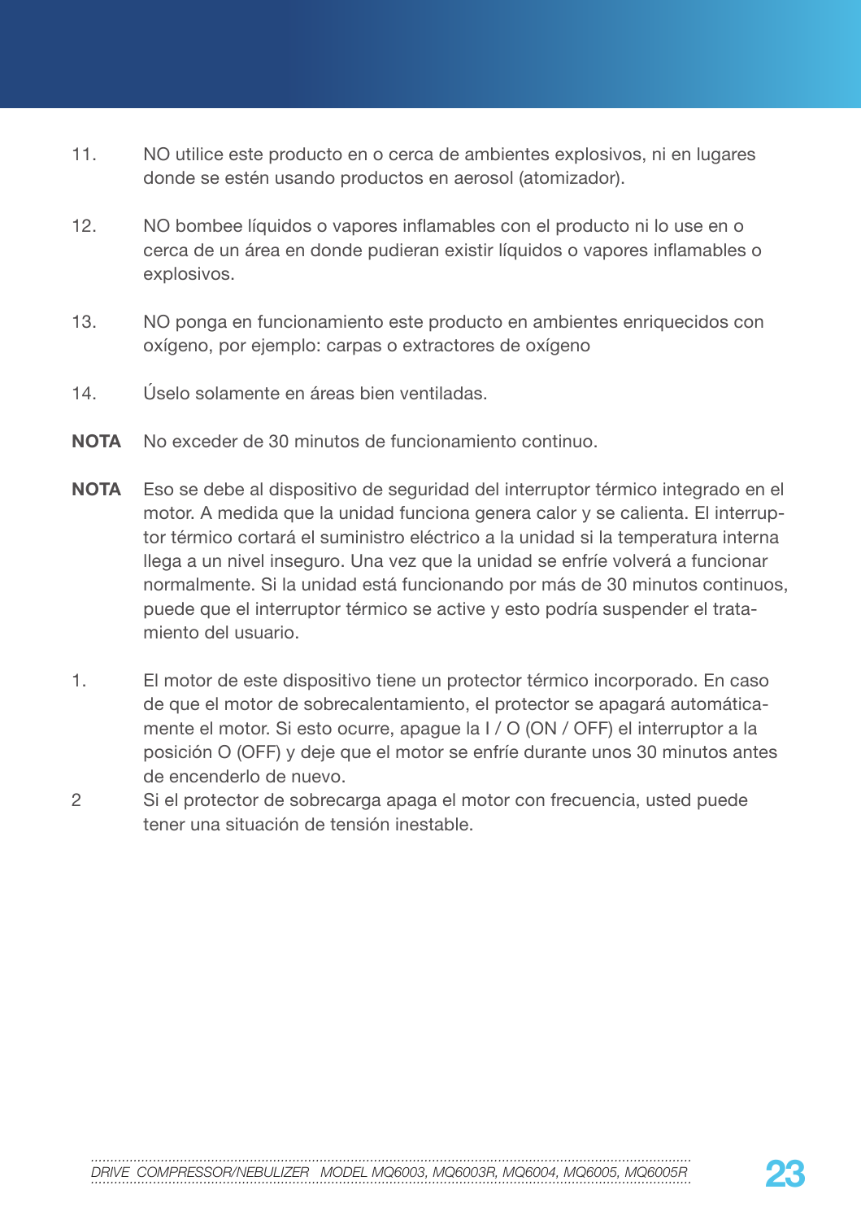11. NO utilice este producto en o cerca de ambientes explosivos, ni en lugares donde se estén usando productos en aerosol (atomizador).

12. NO bombee líquidos o vapores inflamables con el producto ni lo use en o cerca de un área en donde pudieran existir líquidos o vapores inflamables o explosivos.

13. NO ponga en funcionamiento este producto en ambientes enriquecidos con oxígeno, por ejemplo: carpas o extractores de oxígeno

14. Úselo solamente en áreas bien ventiladas.

**NOTA** No exceder de 30 minutos de funcionamiento continuo.

**NOTA** Eso se debe al dispositivo de seguridad del interruptor térmico integrado en el motor. A medida que la unidad funciona genera calor y se calienta. El interruptor térmico cortará el suministro eléctrico a la unidad si la temperatura interna llega a un nivel inseguro. Una vez que la unidad se enfríe volverá a funcionar normalmente. Si la unidad está funcionando por más de 30 minutos continuos, puede que el interruptor térmico se active y esto podría suspender el tratamiento del usuario.

1. El motor de este dispositivo tiene un protector térmico incorporado. En caso de que el motor de sobrecalentamiento, el protector se apagará automáticamente el motor. Si esto ocurre, apague la I / O (ON / OFF) el interruptor a la posición O (OFF) y deje que el motor se enfríe durante unos 30 minutos antes de encenderlo de nuevo.
2 Si el protector de sobrecarga apaga el motor con frecuencia, usted puede tener una situación de tensión inestable.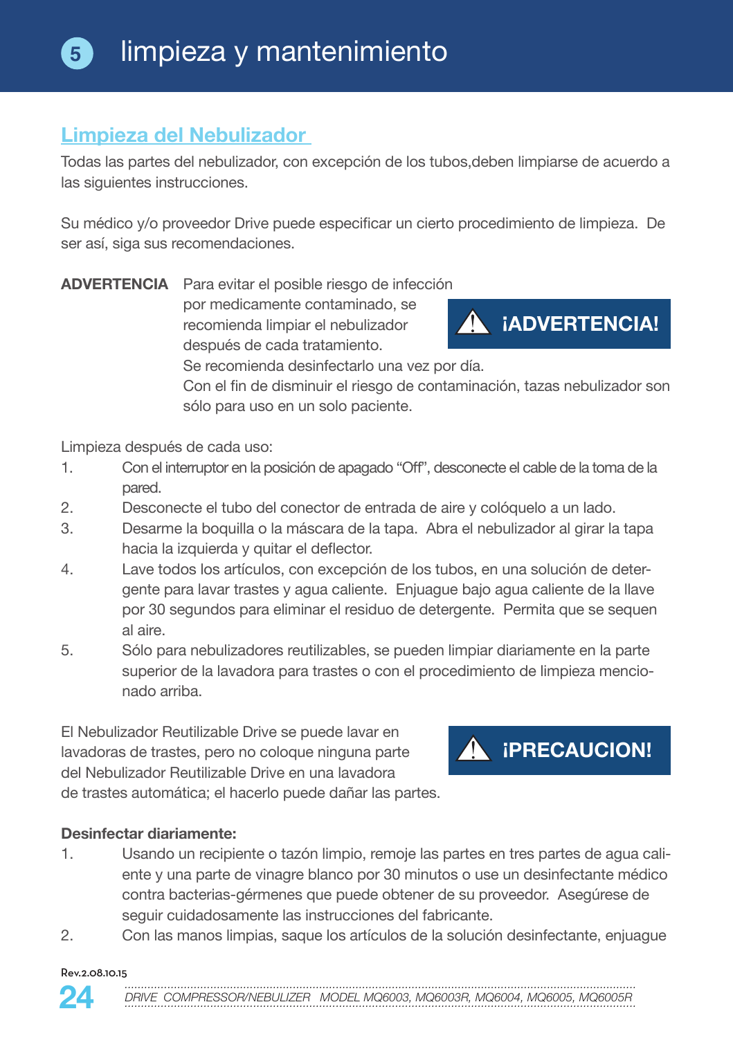# 5 limpieza y mantenimiento

## Limpieza del Nebulizador

Todas las partes del nebulizador, con excepción de los tubos,deben limpiarse de acuerdo a las siguientes instrucciones.

Su médico y/o proveedor Drive puede especificar un cierto procedimiento de limpieza. De ser así, siga sus recomendaciones.

**ADVERTENCIA** Para evitar el posible riesgo de infección por medicamento contaminado, se recomienda limpiar el nebulizador después de cada tratamiento.
Se recomienda desinfectarlo una vez por día.
Con el fin de disminuir el riesgo de contaminación, tazas nebulizador son sólo para uso en un solo paciente.

**⚠ ¡ADVERTENCIA!**

Limpieza después de cada uso:

1. Con el interruptor en la posición de apagado “Off”, desconecte el cable de la toma de la pared.
2. Desconecte el tubo del conector de entrada de aire y colóquelo a un lado.
3. Desarme la boquilla o la máscara de la tapa. Abra el nebulizador al girar la tapa hacia la izquierda y quitar el deflector.
4. Lave todos los artículos, con excepción de los tubos, en una solución de detergente para lavar trastes y agua caliente. Enjuague bajo agua caliente de la llave por 30 segundos para eliminar el residuo de detergente. Permita que se sequen al aire.
5. Sólo para nebulizadores reutilizables, se pueden limpiar diariamente en la parte superior de la lavadora para trastes o con el procedimiento de limpieza mencionado arriba.

El Nebulizador Reutilizable Drive se puede lavar en lavadoras de trastes, pero no coloque ninguna parte del Nebulizador Reutilizable Drive en una lavadora de trastes automática; el hacerlo puede dañar las partes.

**⚠ ¡PRECAUCION!**

**Desinfectar diariamente:**

1. Usando un recipiente o tazón limpio, remoje las partes en tres partes de agua caliente y una parte de vinagre blanco por 30 minutos o use un desinfectante médico contra bacterias-gérmenes que puede obtener de su proveedor. Asegúrese de seguir cuidadosamente las instrucciones del fabricante.
2. Con las manos limpias, saque los artículos de la solución desinfectante, enjuague

Rev.2.08.10.15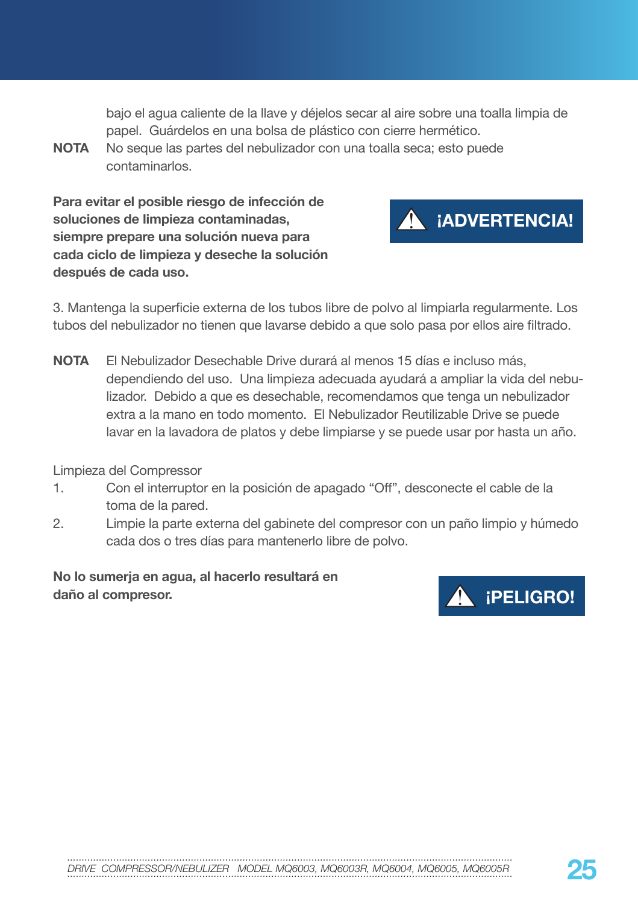bajo el agua caliente de la llave y déjelos secar al aire sobre una toalla limpia de papel. Guárdelos en una bolsa de plástico con cierre hermético.

**NOTA** No seque las partes del nebulizador con una toalla seca; esto puede contaminarlos.

**Para evitar el posible riesgo de infección de soluciones de limpieza contaminadas, siempre prepare una solución nueva para cada ciclo de limpieza y deseche la solución después de cada uso.**

**⚠ ¡ADVERTENCIA!**

3. Mantenga la superficie externa de los tubos libre de polvo al limpiarla regularmente. Los tubos del nebulizador no tienen que lavarse debido a que solo pasa por ellos aire filtrado.

**NOTA** El Nebulizador Desechable Drive durará al menos 15 días e incluso más, dependiendo del uso. Una limpieza adecuada ayudará a ampliar la vida del nebulizador. Debido a que es desechable, recomendamos que tenga un nebulizador extra a la mano en todo momento. El Nebulizador Reutilizable Drive se puede lavar en la lavadora de platos y debe limpiarse y se puede usar por hasta un año.

Limpieza del Compressor

1. Con el interruptor en la posición de apagado “Off”, desconecte el cable de la toma de la pared.
2. Limpie la parte externa del gabinete del compresor con un paño limpio y húmedo cada dos o tres días para mantenerlo libre de polvo.

**No lo sumerja en agua, al hacerlo resultará en daño al compresor.**

**⚠ ¡PELIGRO!**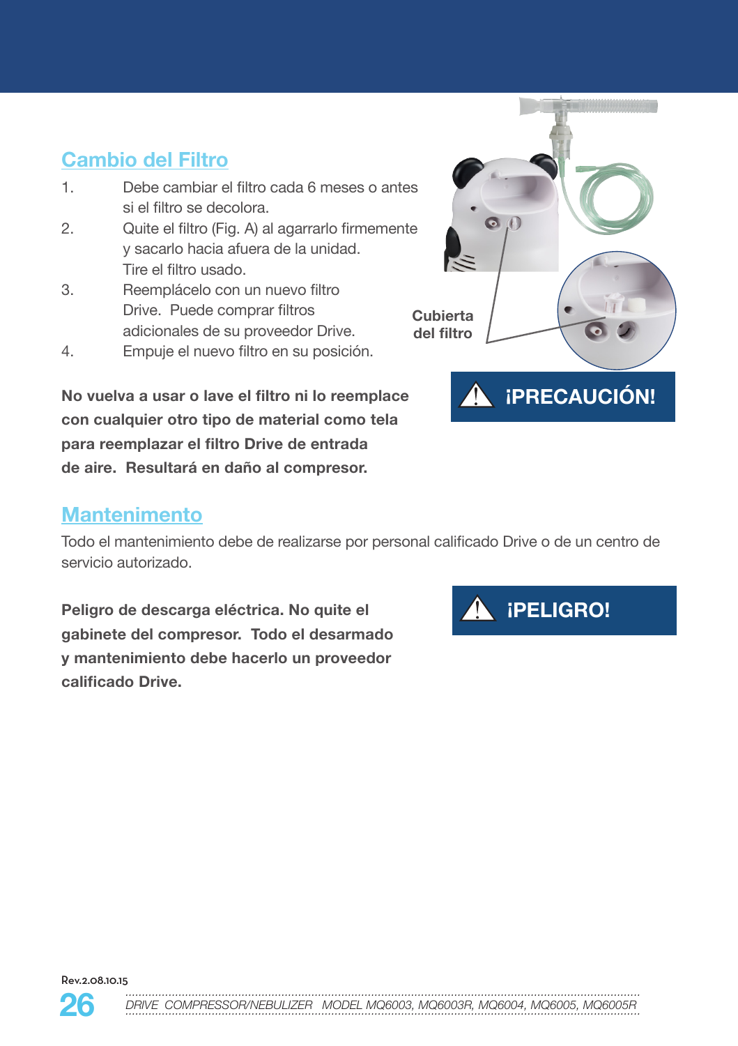## Cambio del Filtro

1. Debe cambiar el filtro cada 6 meses o antes si el filtro se decolora.
2. Quite el filtro (Fig. A) al agarrarlo firmemente y sacarlo hacia afuera de la unidad. Tire el filtro usado.
3. Reemplácelo con un nuevo filtro Drive. Puede comprar filtros adicionales de su proveedor Drive.
4. Empuje el nuevo filtro en su posición.

Cubierta del filtro

**¡PRECAUCIÓN!**

**No vuelva a usar o lave el filtro ni lo reemplace con cualquier otro tipo de material como tela para reemplazar el filtro Drive de entrada de aire. Resultará en daño al compresor.**

## Mantenimento

Todo el mantenimiento debe de realizarse por personal calificado Drive o de un centro de servicio autorizado.

**¡PELIGRO!**

**Peligro de descarga eléctrica. No quite el gabinete del compresor. Todo el desarmado y mantenimiento debe hacerlo un proveedor calificado Drive.**

Rev.2.08.10.15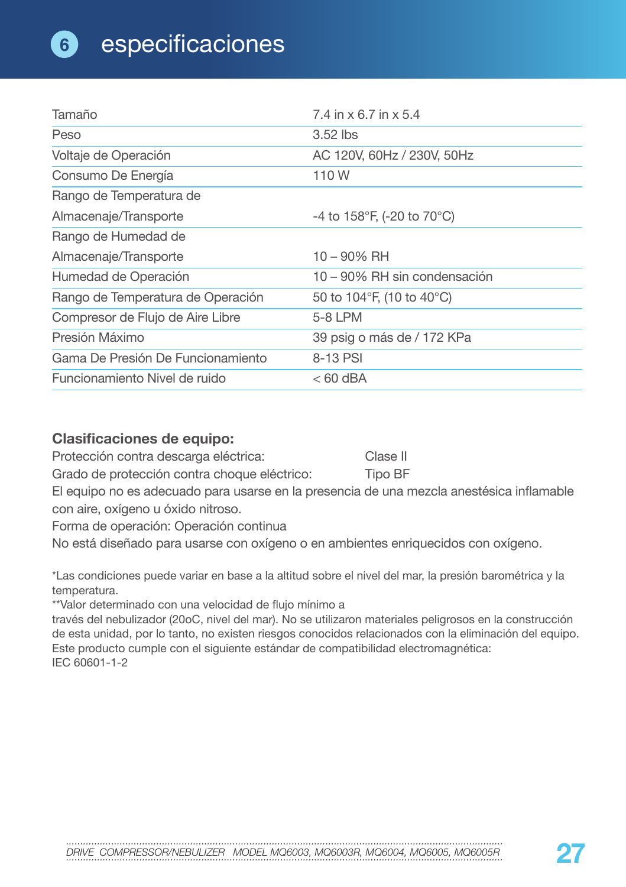# 6 especificaciones

| | |
|---|---|
| Tamaño | 7.4 in x 6.7 in x 5.4 |
| Peso | 3.52 lbs |
| Voltaje de Operación | AC 120V, 60Hz / 230V, 50Hz |
| Consumo De Energía | 110 W |
| Rango de Temperatura de Almacenaje/Transporte | -4 to 158°F, (-20 to 70°C) |
| Rango de Humedad de Almacenaje/Transporte | 10 – 90% RH |
| Humedad de Operación | 10 – 90% RH sin condensación |
| Rango de Temperatura de Operación | 50 to 104°F, (10 to 40°C) |
| Compresor de Flujo de Aire Libre | 5-8 LPM |
| Presión Máximo | 39 psig o más de / 172 KPa |
| Gama De Presión De Funcionamiento | 8-13 PSI |
| Funcionamiento Nivel de ruido | < 60 dBA |

**Clasificaciones de equipo:**

Protección contra descarga eléctrica: Clase II

Grado de protección contra choque eléctrico: Tipo BF

El equipo no es adecuado para usarse en la presencia de una mezcla anestésica inflamable con aire, oxígeno u óxido nitroso.

Forma de operación: Operación continua

No está diseñado para usarse con oxígeno o en ambientes enriquecidos con oxígeno.

*Las condiciones puede variar en base a la altitud sobre el nivel del mar, la presión barométrica y la temperatura.

**Valor determinado con una velocidad de flujo mínimo a través del nebulizador (20oC, nivel del mar). No se utilizaron materiales peligrosos en la construcción de esta unidad, por lo tanto, no existen riesgos conocidos relacionados con la eliminación del equipo. Este producto cumple con el siguiente estándar de compatibilidad electromagnética: IEC 60601-1-2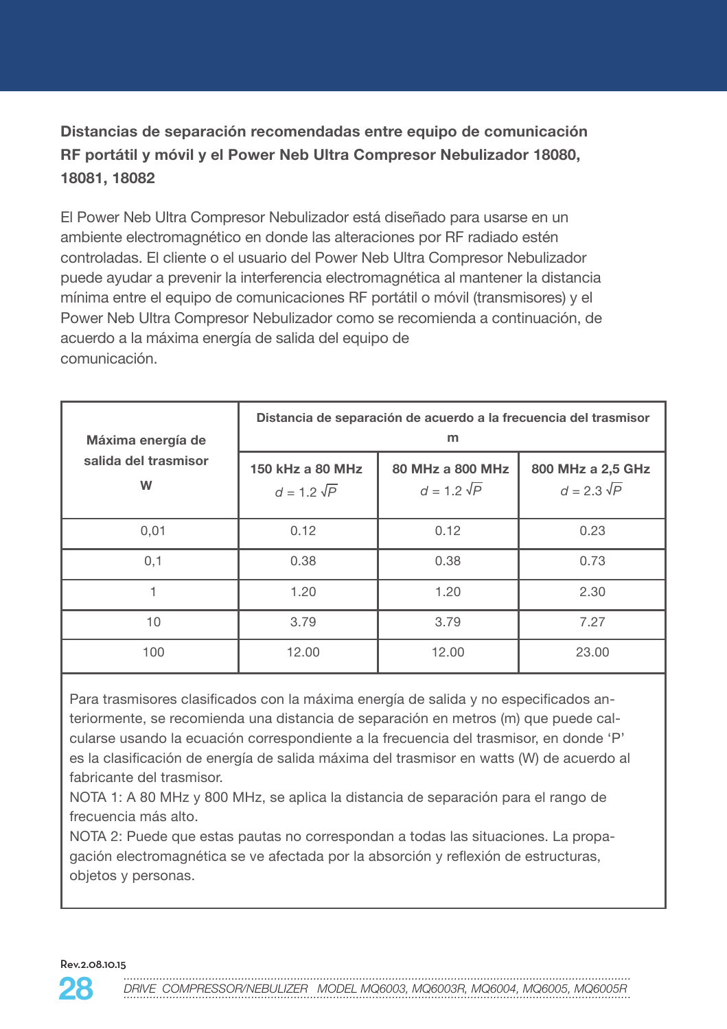## Distancias de separación recomendadas entre equipo de comunicación RF portátil y móvil y el Power Neb Ultra Compresor Nebulizador 18080, 18081, 18082

El Power Neb Ultra Compresor Nebulizador está diseñado para usarse en un ambiente electromagnético en donde las alteraciones por RF radiado estén controladas. El cliente o el usuario del Power Neb Ultra Compresor Nebulizador puede ayudar a prevenir la interferencia electromagnética al mantener la distancia mínima entre el equipo de comunicaciones RF portátil o móvil (transmisores) y el Power Neb Ultra Compresor Nebulizador como se recomienda a continuación, de acuerdo a la máxima energía de salida del equipo de comunicación.

| **Máxima energía de salida del trasmisor W** | **Distancia de separación de acuerdo a la frecuencia del trasmisor m** | | |
|---|---|---|---|
| | **150 kHz a 80 MHz** $d = 1.2\sqrt{P}$ | **80 MHz a 800 MHz** $d = 1.2\sqrt{P}$ | **800 MHz a 2,5 GHz** $d = 2.3\sqrt{P}$ |
| 0,01 | 0.12 | 0.12 | 0.23 |
| 0,1 | 0.38 | 0.38 | 0.73 |
| 1 | 1.20 | 1.20 | 2.30 |
| 10 | 3.79 | 3.79 | 7.27 |
| 100 | 12.00 | 12.00 | 23.00 |

Para trasmisores clasificados con la máxima energía de salida y no especificados anteriormente, se recomienda una distancia de separación en metros (m) que puede calcularse usando la ecuación correspondiente a la frecuencia del trasmisor, en donde 'P' es la clasificación de energía de salida máxima del trasmisor en watts (W) de acuerdo al fabricante del trasmisor.

NOTA 1: A 80 MHz y 800 MHz, se aplica la distancia de separación para el rango de frecuencia más alto.

NOTA 2: Puede que estas pautas no correspondan a todas las situaciones. La propagación electromagnética se ve afectada por la absorción y reflexión de estructuras, objetos y personas.

Rev.2.08.10.15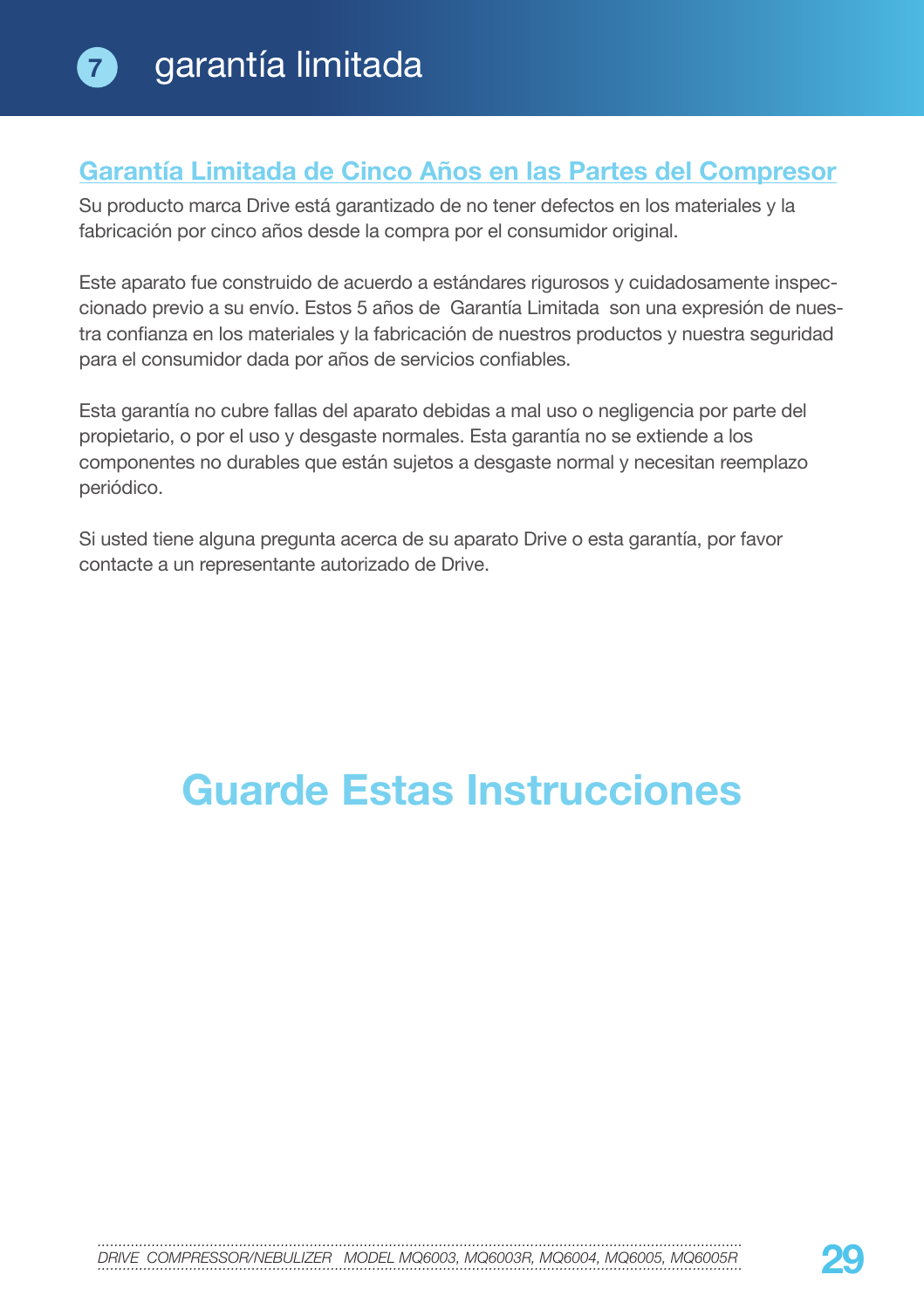# 7 garantía limitada

## Garantía Limitada de Cinco Años en las Partes del Compresor

Su producto marca Drive está garantizado de no tener defectos en los materiales y la fabricación por cinco años desde la compra por el consumidor original.

Este aparato fue construido de acuerdo a estándares rigurosos y cuidadosamente inspeccionado previo a su envío. Estos 5 años de Garantía Limitada son una expresión de nuestra confianza en los materiales y la fabricación de nuestros productos y nuestra seguridad para el consumidor dada por años de servicios confiables.

Esta garantía no cubre fallas del aparato debidas a mal uso o negligencia por parte del propietario, o por el uso y desgaste normales. Esta garantía no se extiende a los componentes no durables que están sujetos a desgaste normal y necesitan reemplazo periódico.

Si usted tiene alguna pregunta acerca de su aparato Drive o esta garantía, por favor contacte a un representante autorizado de Drive.

# Guarde Estas Instrucciones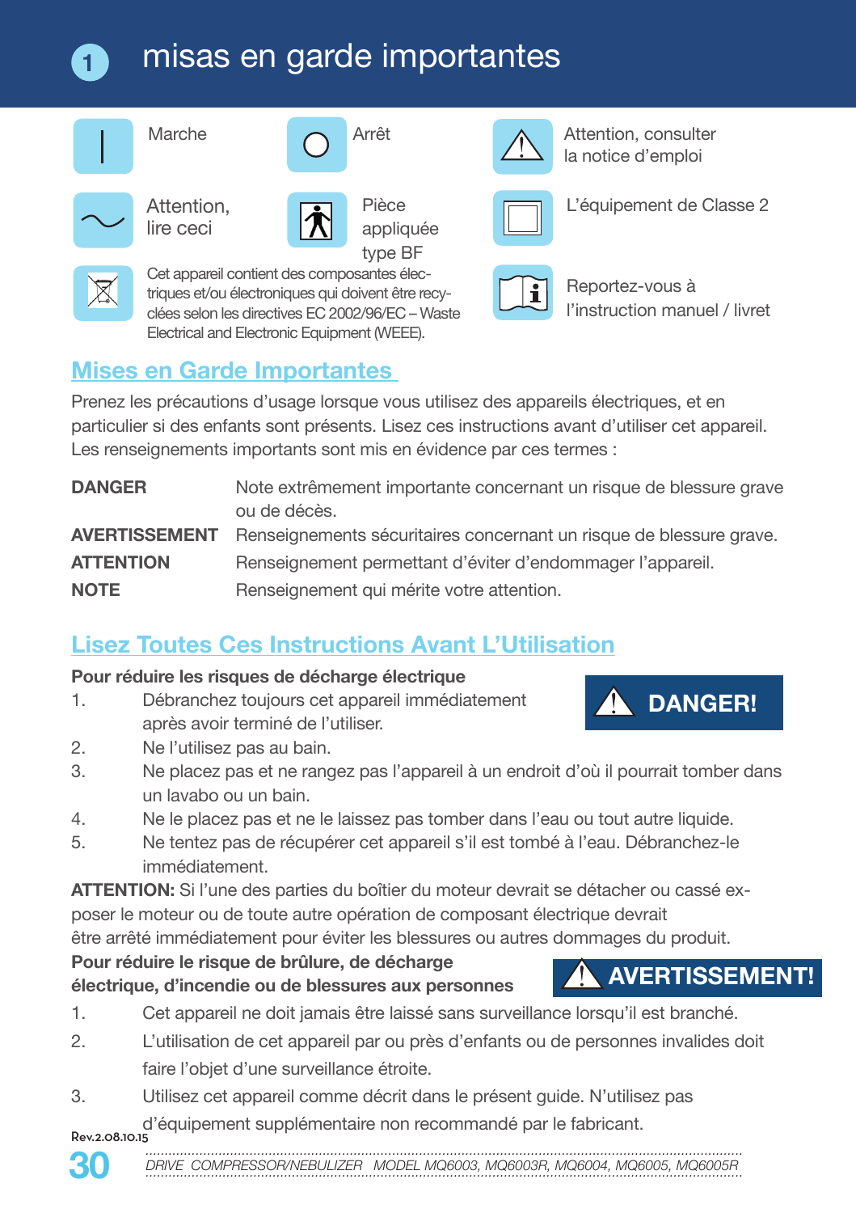# 1 misas en garde importantes

| Symbole | Signification | Symbole | Signification | Symbole | Signification |
|---|---|---|---|---|---|
| I | Marche | O | Arrêt | ⚠ | Attention, consulter la notice d'emploi |
| ~ | Attention, lire ceci | | Pièce appliquée type BF | | L'équipement de Classe 2 |
| | Cet appareil contient des composantes électriques et/ou électroniques qui doivent être recyclées selon les directives EC 2002/96/EC – Waste Electrical and Electronic Equipment (WEEE). | | | | Reportez-vous à l'instruction manuel / livret |

## Mises en Garde Importantes

Prenez les précautions d'usage lorsque vous utilisez des appareils électriques, et en particulier si des enfants sont présents. Lisez ces instructions avant d'utiliser cet appareil. Les renseignements importants sont mis en évidence par ces termes :

| | |
|---|---|
| **DANGER** | Note extrêmement importante concernant un risque de blessure grave ou de décès. |
| **AVERTISSEMENT** | Renseignements sécuritaires concernant un risque de blessure grave. |
| **ATTENTION** | Renseignement permettant d'éviter d'endommager l'appareil. |
| **NOTE** | Renseignement qui mérite votre attention. |

## Lisez Toutes Ces Instructions Avant L'Utilisation

**⚠ DANGER!**

**Pour réduire les risques de décharge électrique**

1. Débranchez toujours cet appareil immédiatement après avoir terminé de l'utiliser.
2. Ne l'utilisez pas au bain.
3. Ne placez pas et ne rangez pas l'appareil à un endroit d'où il pourrait tomber dans un lavabo ou un bain.
4. Ne le placez pas et ne le laissez pas tomber dans l'eau ou tout autre liquide.
5. Ne tentez pas de récupérer cet appareil s'il est tombé à l'eau. Débranchez-le immédiatement.

**ATTENTION:** Si l'une des parties du boîtier du moteur devrait se détacher ou cassé exposer le moteur ou de toute autre opération de composant électrique devrait être arrêté immédiatement pour éviter les blessures ou autres dommages du produit.

**⚠ AVERTISSEMENT!**

**Pour réduire le risque de brûlure, de décharge électrique, d'incendie ou de blessures aux personnes**

1. Cet appareil ne doit jamais être laissé sans surveillance lorsqu'il est branché.
2. L'utilisation de cet appareil par ou près d'enfants ou de personnes invalides doit faire l'objet d'une surveillance étroite.
3. Utilisez cet appareil comme décrit dans le présent guide. N'utilisez pas d'équipement supplémentaire non recommandé par le fabricant.

Rev.2.08.10.15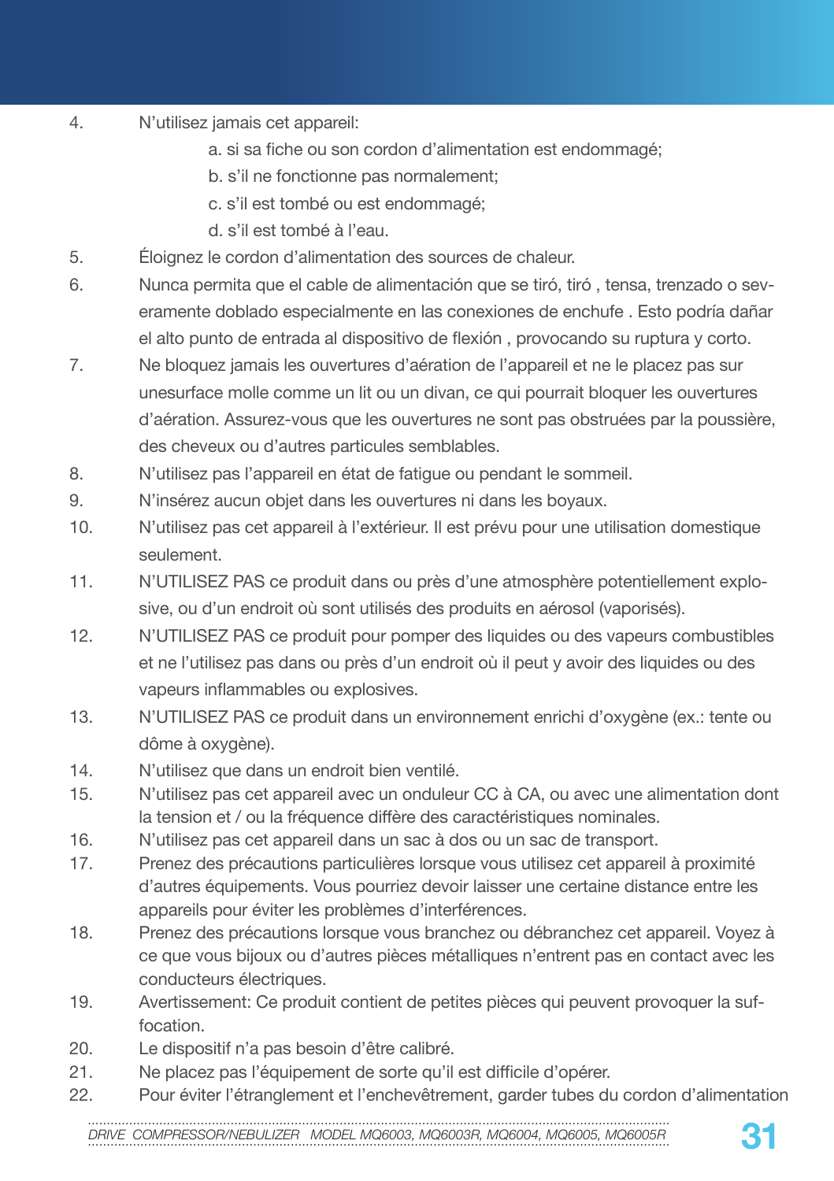4. N'utilisez jamais cet appareil:
   a. si sa fiche ou son cordon d'alimentation est endommagé;
   b. s'il ne fonctionne pas normalement;
   c. s'il est tombé ou est endommagé;
   d. s'il est tombé à l'eau.
5. Éloignez le cordon d'alimentation des sources de chaleur.
6. Nunca permita que el cable de alimentación que se tiró, tiró , tensa, trenzado o severamente doblado especialmente en las conexiones de enchufe . Esto podría dañar el alto punto de entrada al dispositivo de flexión , provocando su ruptura y corto.
7. Ne bloquez jamais les ouvertures d'aération de l'appareil et ne le placez pas sur unesurface molle comme un lit ou un divan, ce qui pourrait bloquer les ouvertures d'aération. Assurez-vous que les ouvertures ne sont pas obstruées par la poussière, des cheveux ou d'autres particules semblables.
8. N'utilisez pas l'appareil en état de fatigue ou pendant le sommeil.
9. N'insérez aucun objet dans les ouvertures ni dans les boyaux.
10. N'utilisez pas cet appareil à l'extérieur. Il est prévu pour une utilisation domestique seulement.
11. N'UTILISEZ PAS ce produit dans ou près d'une atmosphère potentiellement explosive, ou d'un endroit où sont utilisés des produits en aérosol (vaporisés).
12. N'UTILISEZ PAS ce produit pour pomper des liquides ou des vapeurs combustibles et ne l'utilisez pas dans ou près d'un endroit où il peut y avoir des liquides ou des vapeurs inflammables ou explosives.
13. N'UTILISEZ PAS ce produit dans un environnement enrichi d'oxygène (ex.: tente ou dôme à oxygène).
14. N'utilisez que dans un endroit bien ventilé.
15. N'utilisez pas cet appareil avec un onduleur CC à CA, ou avec une alimentation dont la tension et / ou la fréquence diffère des caractéristiques nominales.
16. N'utilisez pas cet appareil dans un sac à dos ou un sac de transport.
17. Prenez des précautions particulières lorsque vous utilisez cet appareil à proximité d'autres équipements. Vous pourriez devoir laisser une certaine distance entre les appareils pour éviter les problèmes d'interférences.
18. Prenez des précautions lorsque vous branchez ou débranchez cet appareil. Voyez à ce que vous bijoux ou d'autres pièces métalliques n'entrent pas en contact avec les conducteurs électriques.
19. Avertissement: Ce produit contient de petites pièces qui peuvent provoquer la suffocation.
20. Le dispositif n'a pas besoin d'être calibré.
21. Ne placez pas l'équipement de sorte qu'il est difficile d'opérer.
22. Pour éviter l'étranglement et l'enchevêtrement, garder tubes du cordon d'alimentation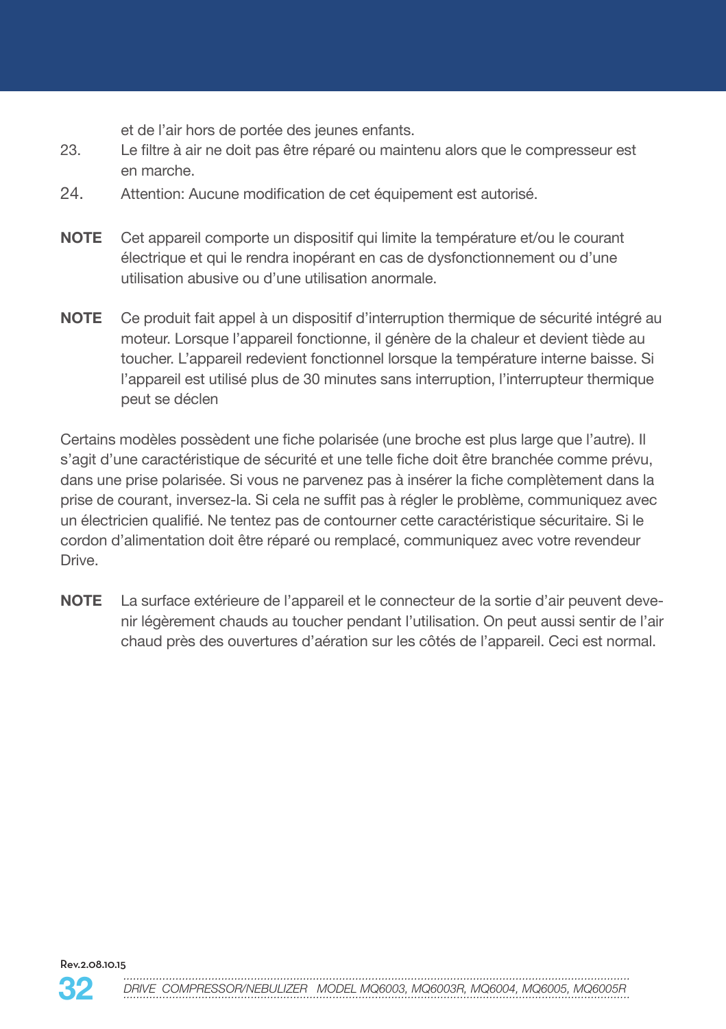et de l’air hors de portée des jeunes enfants.

23. Le filtre à air ne doit pas être réparé ou maintenu alors que le compresseur est en marche.

24. Attention: Aucune modification de cet équipement est autorisé.

**NOTE** Cet appareil comporte un dispositif qui limite la température et/ou le courant électrique et qui le rendra inopérant en cas de dysfonctionnement ou d’une utilisation abusive ou d’une utilisation anormale.

**NOTE** Ce produit fait appel à un dispositif d’interruption thermique de sécurité intégré au moteur. Lorsque l’appareil fonctionne, il génère de la chaleur et devient tiède au toucher. L’appareil redevient fonctionnel lorsque la température interne baisse. Si l’appareil est utilisé plus de 30 minutes sans interruption, l’interrupteur thermique peut se déclen

Certains modèles possèdent une fiche polarisée (une broche est plus large que l’autre). Il s’agit d’une caractéristique de sécurité et une telle fiche doit être branchée comme prévu, dans une prise polarisée. Si vous ne parvenez pas à insérer la fiche complètement dans la prise de courant, inversez-la. Si cela ne suffit pas à régler le problème, communiquez avec un électricien qualifié. Ne tentez pas de contourner cette caractéristique sécuritaire. Si le cordon d’alimentation doit être réparé ou remplacé, communiquez avec votre revendeur Drive.

**NOTE** La surface extérieure de l’appareil et le connecteur de la sortie d’air peuvent devenir légèrement chauds au toucher pendant l’utilisation. On peut aussi sentir de l’air chaud près des ouvertures d’aération sur les côtés de l’appareil. Ceci est normal.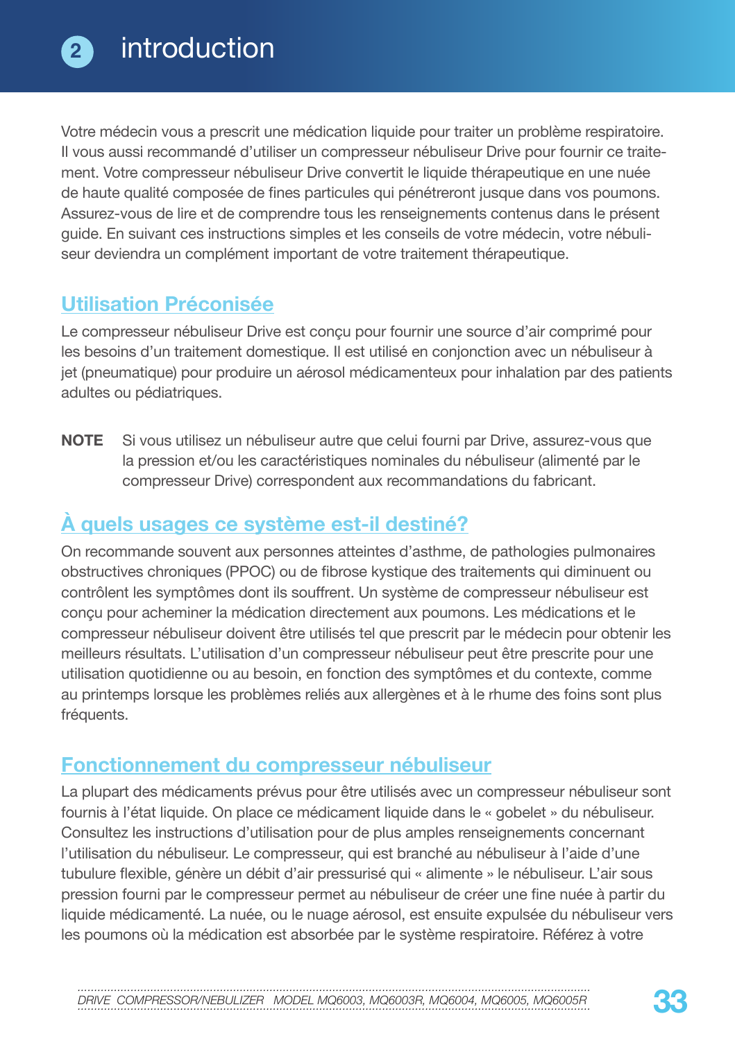# 2 introduction

Votre médecin vous a prescrit une médication liquide pour traiter un problème respiratoire. Il vous aussi recommandé d'utiliser un compresseur nébuliseur Drive pour fournir ce traitement. Votre compresseur nébuliseur Drive convertit le liquide thérapeutique en une nuée de haute qualité composée de fines particules qui pénétreront jusque dans vos poumons. Assurez-vous de lire et de comprendre tous les renseignements contenus dans le présent guide. En suivant ces instructions simples et les conseils de votre médecin, votre nébuliseur deviendra un complément important de votre traitement thérapeutique.

## Utilisation Préconisée

Le compresseur nébuliseur Drive est conçu pour fournir une source d'air comprimé pour les besoins d'un traitement domestique. Il est utilisé en conjonction avec un nébuliseur à jet (pneumatique) pour produire un aérosol médicamenteux pour inhalation par des patients adultes ou pédiatriques.

**NOTE** Si vous utilisez un nébuliseur autre que celui fourni par Drive, assurez-vous que la pression et/ou les caractéristiques nominales du nébuliseur (alimenté par le compresseur Drive) correspondent aux recommandations du fabricant.

## À quels usages ce système est-il destiné?

On recommande souvent aux personnes atteintes d'asthme, de pathologies pulmonaires obstructives chroniques (PPOC) ou de fibrose kystique des traitements qui diminuent ou contrôlent les symptômes dont ils souffrent. Un système de compresseur nébuliseur est conçu pour acheminer la médication directement aux poumons. Les médications et le compresseur nébuliseur doivent être utilisés tel que prescrit par le médecin pour obtenir les meilleurs résultats. L'utilisation d'un compresseur nébuliseur peut être prescrite pour une utilisation quotidienne ou au besoin, en fonction des symptômes et du contexte, comme au printemps lorsque les problèmes reliés aux allergènes et à le rhume des foins sont plus fréquents.

## Fonctionnement du compresseur nébuliseur

La plupart des médicaments prévus pour être utilisés avec un compresseur nébuliseur sont fournis à l'état liquide. On place ce médicament liquide dans le « gobelet » du nébuliseur. Consultez les instructions d'utilisation pour de plus amples renseignements concernant l'utilisation du nébuliseur. Le compresseur, qui est branché au nébuliseur à l'aide d'une tubulure flexible, génère un débit d'air pressurisé qui « alimente » le nébuliseur. L'air sous pression fourni par le compresseur permet au nébuliseur de créer une fine nuée à partir du liquide médicamenté. La nuée, ou le nuage aérosol, est ensuite expulsée du nébuliseur vers les poumons où la médication est absorbée par le système respiratoire. Référez à votre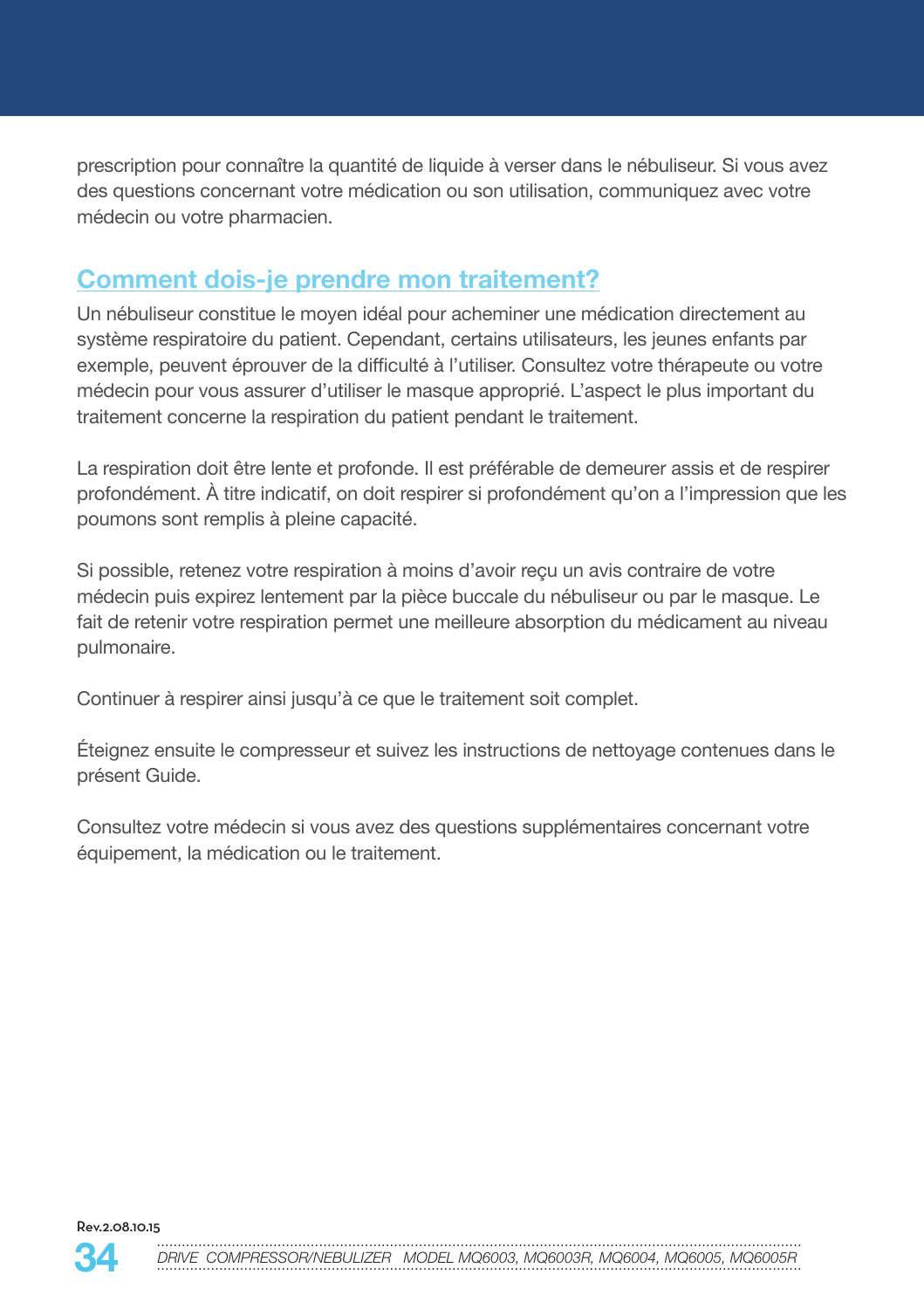prescription pour connaître la quantité de liquide à verser dans le nébuliseur. Si vous avez des questions concernant votre médication ou son utilisation, communiquez avec votre médecin ou votre pharmacien.

## Comment dois-je prendre mon traitement?

Un nébuliseur constitue le moyen idéal pour acheminer une médication directement au système respiratoire du patient. Cependant, certains utilisateurs, les jeunes enfants par exemple, peuvent éprouver de la difficulté à l'utiliser. Consultez votre thérapeute ou votre médecin pour vous assurer d'utiliser le masque approprié. L'aspect le plus important du traitement concerne la respiration du patient pendant le traitement.

La respiration doit être lente et profonde. Il est préférable de demeurer assis et de respirer profondément. À titre indicatif, on doit respirer si profondément qu'on a l'impression que les poumons sont remplis à pleine capacité.

Si possible, retenez votre respiration à moins d'avoir reçu un avis contraire de votre médecin puis expirez lentement par la pièce buccale du nébuliseur ou par le masque. Le fait de retenir votre respiration permet une meilleure absorption du médicament au niveau pulmonaire.

Continuer à respirer ainsi jusqu'à ce que le traitement soit complet.

Éteignez ensuite le compresseur et suivez les instructions de nettoyage contenues dans le présent Guide.

Consultez votre médecin si vous avez des questions supplémentaires concernant votre équipement, la médication ou le traitement.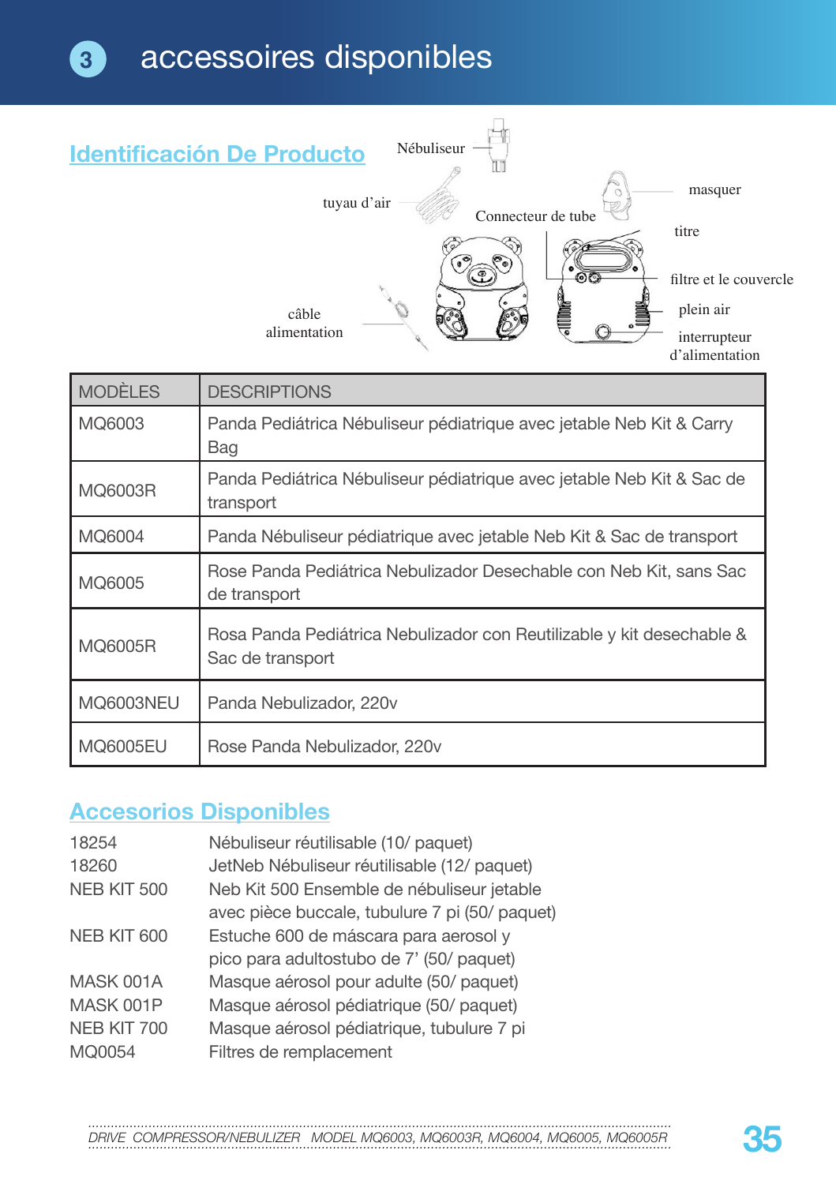# 3 accessoires disponibles

## Identificación De Producto

Nébuliseur

tuyau d'air

Connecteur de tube

masquer

titre

filtre et le couvercle

plein air

câble alimentation

interrupteur d'alimentation

| MODÈLES | DESCRIPTIONS |
|---|---|
| MQ6003 | Panda Pediátrica Nébuliseur pédiatrique avec jetable Neb Kit & Carry Bag |
| MQ6003R | Panda Pediátrica Nébuliseur pédiatrique avec jetable Neb Kit & Sac de transport |
| MQ6004 | Panda Nébuliseur pédiatrique avec jetable Neb Kit & Sac de transport |
| MQ6005 | Rose Panda Pediátrica Nebulizador Desechable con Neb Kit, sans Sac de transport |
| MQ6005R | Rosa Panda Pediátrica Nebulizador con Reutilizable y kit desechable & Sac de transport |
| MQ6003NEU | Panda Nebulizador, 220v |
| MQ6005EU | Rose Panda Nebulizador, 220v |

## Accesorios Disponibles

| | |
|---|---|
| 18254 | Nébuliseur réutilisable (10/ paquet) |
| 18260 | JetNeb Nébuliseur réutilisable (12/ paquet) |
| NEB KIT 500 | Neb Kit 500 Ensemble de nébuliseur jetable avec pièce buccale, tubulure 7 pi (50/ paquet) |
| NEB KIT 600 | Estuche 600 de máscara para aerosol y pico para adultostubo de 7' (50/ paquet) |
| MASK 001A | Masque aérosol pour adulte (50/ paquet) |
| MASK 001P | Masque aérosol pédiatrique (50/ paquet) |
| NEB KIT 700 | Masque aérosol pédiatrique, tubulure 7 pi |
| MQ0054 | Filtres de remplacement |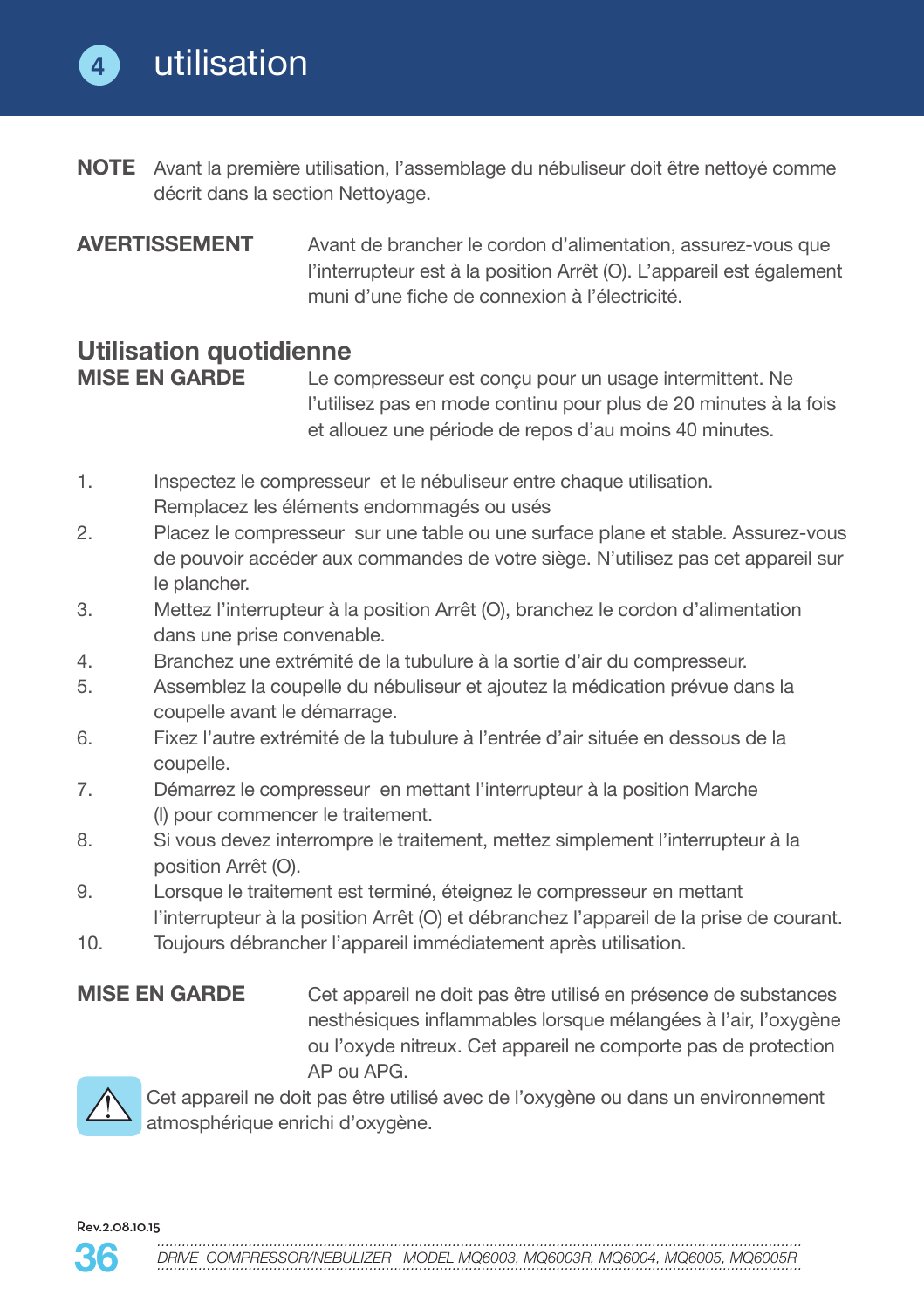# 4 utilisation

**NOTE** Avant la première utilisation, l'assemblage du nébuliseur doit être nettoyé comme décrit dans la section Nettoyage.

**AVERTISSEMENT** Avant de brancher le cordon d'alimentation, assurez-vous que l'interrupteur est à la position Arrêt (O). L'appareil est également muni d'une fiche de connexion à l'électricité.

## Utilisation quotidienne

**MISE EN GARDE** Le compresseur est conçu pour un usage intermittent. Ne l'utilisez pas en mode continu pour plus de 20 minutes à la fois et allouez une période de repos d'au moins 40 minutes.

1. Inspectez le compresseur et le nébuliseur entre chaque utilisation. Remplacez les éléments endommagés ou usés
2. Placez le compresseur sur une table ou une surface plane et stable. Assurez-vous de pouvoir accéder aux commandes de votre siège. N'utilisez pas cet appareil sur le plancher.
3. Mettez l'interrupteur à la position Arrêt (O), branchez le cordon d'alimentation dans une prise convenable.
4. Branchez une extrémité de la tubulure à la sortie d'air du compresseur.
5. Assemblez la coupelle du nébuliseur et ajoutez la médication prévue dans la coupelle avant le démarrage.
6. Fixez l'autre extrémité de la tubulure à l'entrée d'air située en dessous de la coupelle.
7. Démarrez le compresseur en mettant l'interrupteur à la position Marche (I) pour commencer le traitement.
8. Si vous devez interrompre le traitement, mettez simplement l'interrupteur à la position Arrêt (O).
9. Lorsque le traitement est terminé, éteignez le compresseur en mettant l'interrupteur à la position Arrêt (O) et débranchez l'appareil de la prise de courant.
10. Toujours débrancher l'appareil immédiatement après utilisation.

**MISE EN GARDE** Cet appareil ne doit pas être utilisé en présence de substances nesthésiques inflammables lorsque mélangées à l'air, l'oxygène ou l'oxyde nitreux. Cet appareil ne comporte pas de protection AP ou APG.

⚠ Cet appareil ne doit pas être utilisé avec de l'oxygène ou dans un environnement atmosphérique enrichi d'oxygène.

Rev.2.08.10.15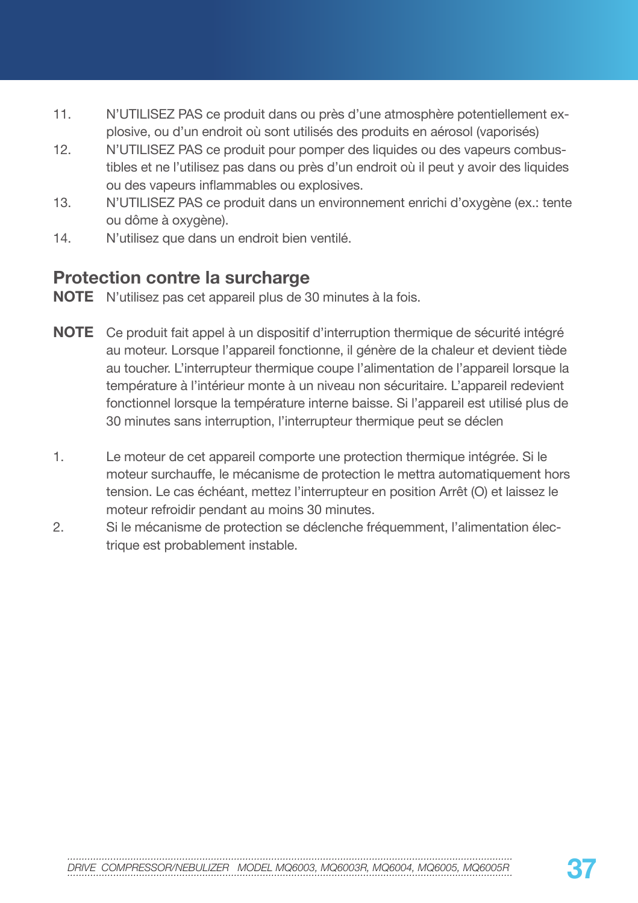11. N'UTILISEZ PAS ce produit dans ou près d'une atmosphère potentiellement explosive, ou d'un endroit où sont utilisés des produits en aérosol (vaporisés)
12. N'UTILISEZ PAS ce produit pour pomper des liquides ou des vapeurs combustibles et ne l'utilisez pas dans ou près d'un endroit où il peut y avoir des liquides ou des vapeurs inflammables ou explosives.
13. N'UTILISEZ PAS ce produit dans un environnement enrichi d'oxygène (ex.: tente ou dôme à oxygène).
14. N'utilisez que dans un endroit bien ventilé.

## Protection contre la surcharge

**NOTE** N'utilisez pas cet appareil plus de 30 minutes à la fois.

**NOTE** Ce produit fait appel à un dispositif d'interruption thermique de sécurité intégré au moteur. Lorsque l'appareil fonctionne, il génère de la chaleur et devient tiède au toucher. L'interrupteur thermique coupe l'alimentation de l'appareil lorsque la température à l'intérieur monte à un niveau non sécuritaire. L'appareil redevient fonctionnel lorsque la température interne baisse. Si l'appareil est utilisé plus de 30 minutes sans interruption, l'interrupteur thermique peut se déclen

1. Le moteur de cet appareil comporte une protection thermique intégrée. Si le moteur surchauffe, le mécanisme de protection le mettra automatiquement hors tension. Le cas échéant, mettez l'interrupteur en position Arrêt (O) et laissez le moteur refroidir pendant au moins 30 minutes.
2. Si le mécanisme de protection se déclenche fréquemment, l'alimentation électrique est probablement instable.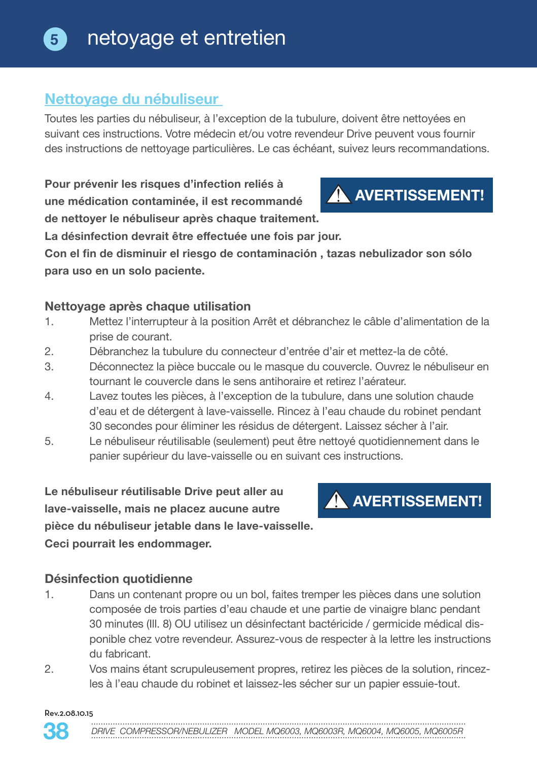# 5 netoyage et entretien

## Nettoyage du nébuliseur

Toutes les parties du nébuliseur, à l'exception de la tubulure, doivent être nettoyées en suivant ces instructions. Votre médecin et/ou votre revendeur Drive peuvent vous fournir des instructions de nettoyage particulières. Le cas échéant, suivez leurs recommandations.

**⚠ AVERTISSEMENT!**

**Pour prévenir les risques d'infection reliés à une médication contaminée, il est recommandé de nettoyer le nébuliseur après chaque traitement. La désinfection devrait être effectuée une fois par jour. Con el fin de disminuir el riesgo de contaminación , tazas nebulizador son sólo para uso en un solo paciente.**

### Nettoyage après chaque utilisation

1. Mettez l'interrupteur à la position Arrêt et débranchez le câble d'alimentation de la prise de courant.
2. Débranchez la tubulure du connecteur d'entrée d'air et mettez-la de côté.
3. Déconnectez la pièce buccale ou le masque du couvercle. Ouvrez le nébuliseur en tournant le couvercle dans le sens antihoraire et retirez l'aérateur.
4. Lavez toutes les pièces, à l'exception de la tubulure, dans une solution chaude d'eau et de détergent à lave-vaisselle. Rincez à l'eau chaude du robinet pendant 30 secondes pour éliminer les résidus de détergent. Laissez sécher à l'air.
5. Le nébuliseur réutilisable (seulement) peut être nettoyé quotidiennement dans le panier supérieur du lave-vaisselle ou en suivant ces instructions.

**⚠ AVERTISSEMENT!**

**Le nébuliseur réutilisable Drive peut aller au lave-vaisselle, mais ne placez aucune autre pièce du nébuliseur jetable dans le lave-vaisselle. Ceci pourrait les endommager.**

### Désinfection quotidienne

1. Dans un contenant propre ou un bol, faites tremper les pièces dans une solution composée de trois parties d'eau chaude et une partie de vinaigre blanc pendant 30 minutes (Ill. 8) OU utilisez un désinfectant bactéricide / germicide médical disponible chez votre revendeur. Assurez-vous de respecter à la lettre les instructions du fabricant.
2. Vos mains étant scrupuleusement propres, retirez les pièces de la solution, rincez-les à l'eau chaude du robinet et laissez-les sécher sur un papier essuie-tout.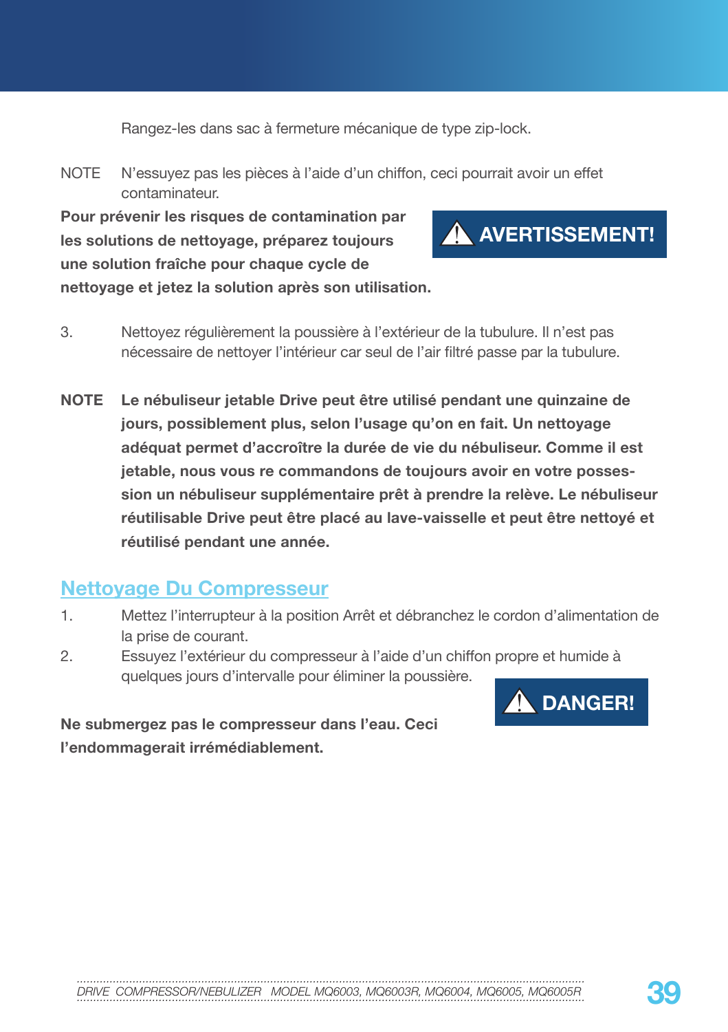Rangez-les dans sac à fermeture mécanique de type zip-lock.

NOTE N'essuyez pas les pièces à l'aide d'un chiffon, ceci pourrait avoir un effet contaminateur.

**⚠ AVERTISSEMENT!**

**Pour prévenir les risques de contamination par les solutions de nettoyage, préparez toujours une solution fraîche pour chaque cycle de nettoyage et jetez la solution après son utilisation.**

3. Nettoyez régulièrement la poussière à l'extérieur de la tubulure. Il n'est pas nécessaire de nettoyer l'intérieur car seul de l'air filtré passe par la tubulure.

**NOTE Le nébuliseur jetable Drive peut être utilisé pendant une quinzaine de jours, possiblement plus, selon l'usage qu'on en fait. Un nettoyage adéquat permet d'accroître la durée de vie du nébuliseur. Comme il est jetable, nous vous re commandons de toujours avoir en votre possession un nébuliseur supplémentaire prêt à prendre la relève. Le nébuliseur réutilisable Drive peut être placé au lave-vaisselle et peut être nettoyé et réutilisé pendant une année.**

## Nettoyage Du Compresseur

1. Mettez l'interrupteur à la position Arrêt et débranchez le cordon d'alimentation de la prise de courant.
2. Essuyez l'extérieur du compresseur à l'aide d'un chiffon propre et humide à quelques jours d'intervalle pour éliminer la poussière.

**⚠ DANGER!**

**Ne submergez pas le compresseur dans l'eau. Ceci l'endommagerait irrémédiablement.**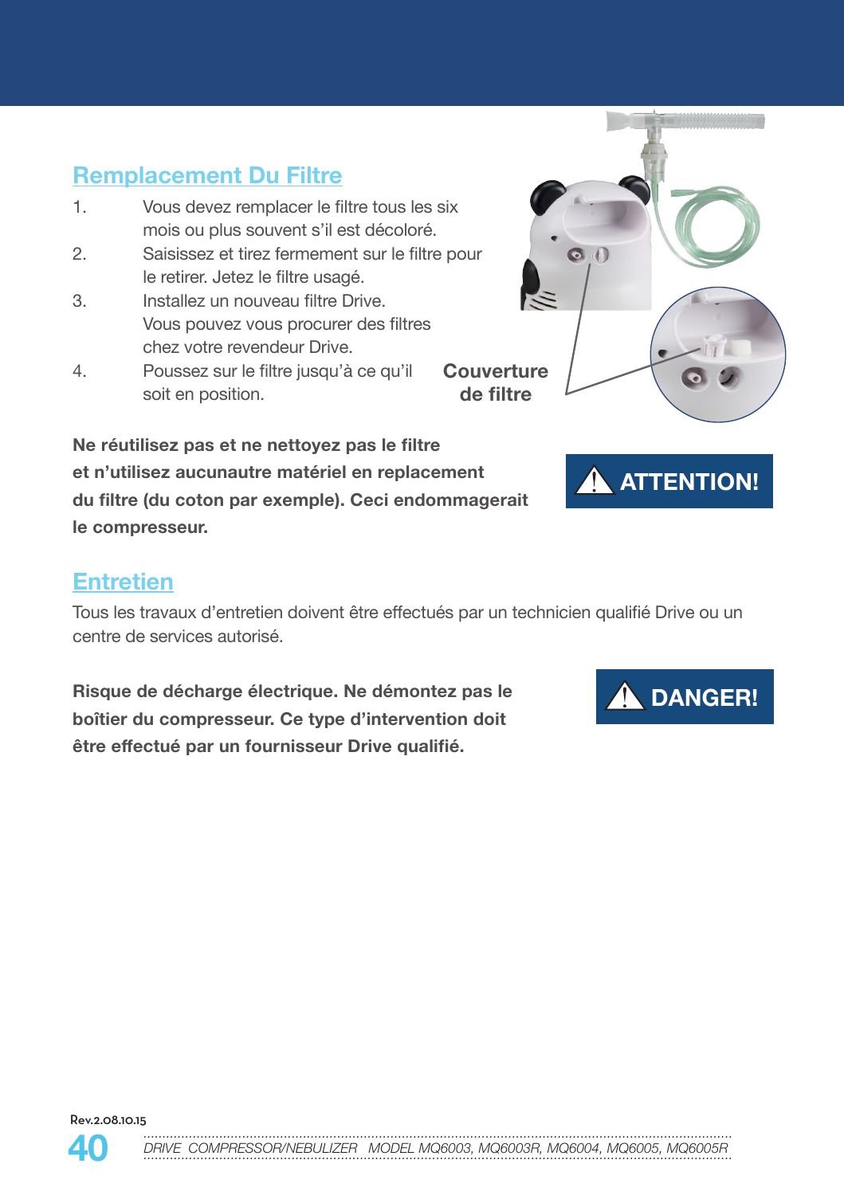## Remplacement Du Filtre

1. Vous devez remplacer le filtre tous les six mois ou plus souvent s'il est décoloré.
2. Saisissez et tirez fermement sur le filtre pour le retirer. Jetez le filtre usagé.
3. Installez un nouveau filtre Drive. Vous pouvez vous procurer des filtres chez votre revendeur Drive.
4. Poussez sur le filtre jusqu'à ce qu'il soit en position.

**Couverture de filtre**

**ATTENTION!**

**Ne réutilisez pas et ne nettoyez pas le filtre et n'utilisez aucunautre matériel en replacement du filtre (du coton par exemple). Ceci endommagerait le compresseur.**

## Entretien

Tous les travaux d'entretien doivent être effectués par un technicien qualifié Drive ou un centre de services autorisé.

**DANGER!**

**Risque de décharge électrique. Ne démontez pas le boîtier du compresseur. Ce type d'intervention doit être effectué par un fournisseur Drive qualifié.**

Rev.2.08.10.15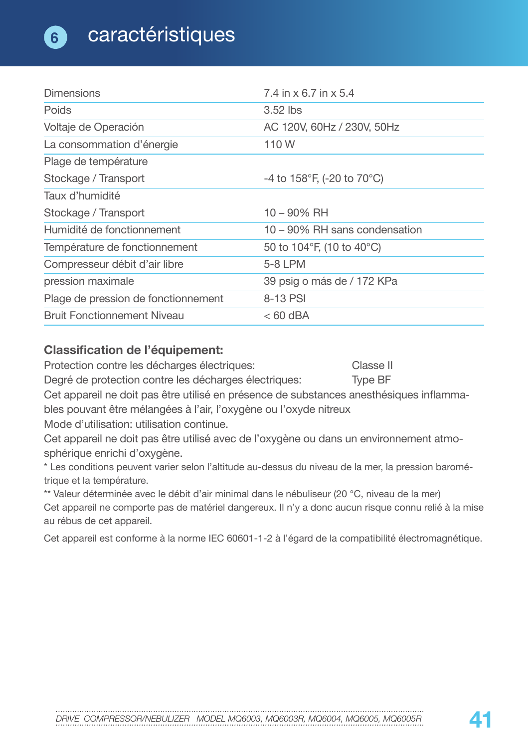# 6 caractéristiques

| | |
|---|---|
| Dimensions | 7.4 in x 6.7 in x 5.4 |
| Poids | 3.52 lbs |
| Voltaje de Operación | AC 120V, 60Hz / 230V, 50Hz |
| La consommation d'énergie | 110 W |
| Plage de température<br>Stockage / Transport | -4 to 158°F, (-20 to 70°C) |
| Taux d'humidité<br>Stockage / Transport | 10 – 90% RH |
| Humidité de fonctionnement | 10 – 90% RH sans condensation |
| Température de fonctionnement | 50 to 104°F, (10 to 40°C) |
| Compresseur débit d'air libre | 5-8 LPM |
| pression maximale | 39 psig o más de / 172 KPa |
| Plage de pression de fonctionnement | 8-13 PSI |
| Bruit Fonctionnement Niveau | < 60 dBA |

**Classification de l'équipement:**

Protection contre les décharges électriques: Classe II
Degré de protection contre les décharges électriques: Type BF

Cet appareil ne doit pas être utilisé en présence de substances anesthésiques inflammables pouvant être mélangées à l'air, l'oxygène ou l'oxyde nitreux

Mode d'utilisation: utilisation continue.

Cet appareil ne doit pas être utilisé avec de l'oxygène ou dans un environnement atmosphérique enrichi d'oxygène.

* Les conditions peuvent varier selon l'altitude au-dessus du niveau de la mer, la pression barométrique et la température.

** Valeur déterminée avec le débit d'air minimal dans le nébuliseur (20 °C, niveau de la mer)

Cet appareil ne comporte pas de matériel dangereux. Il n'y a donc aucun risque connu relié à la mise au rébus de cet appareil.

Cet appareil est conforme à la norme IEC 60601-1-2 à l'égard de la compatibilité électromagnétique.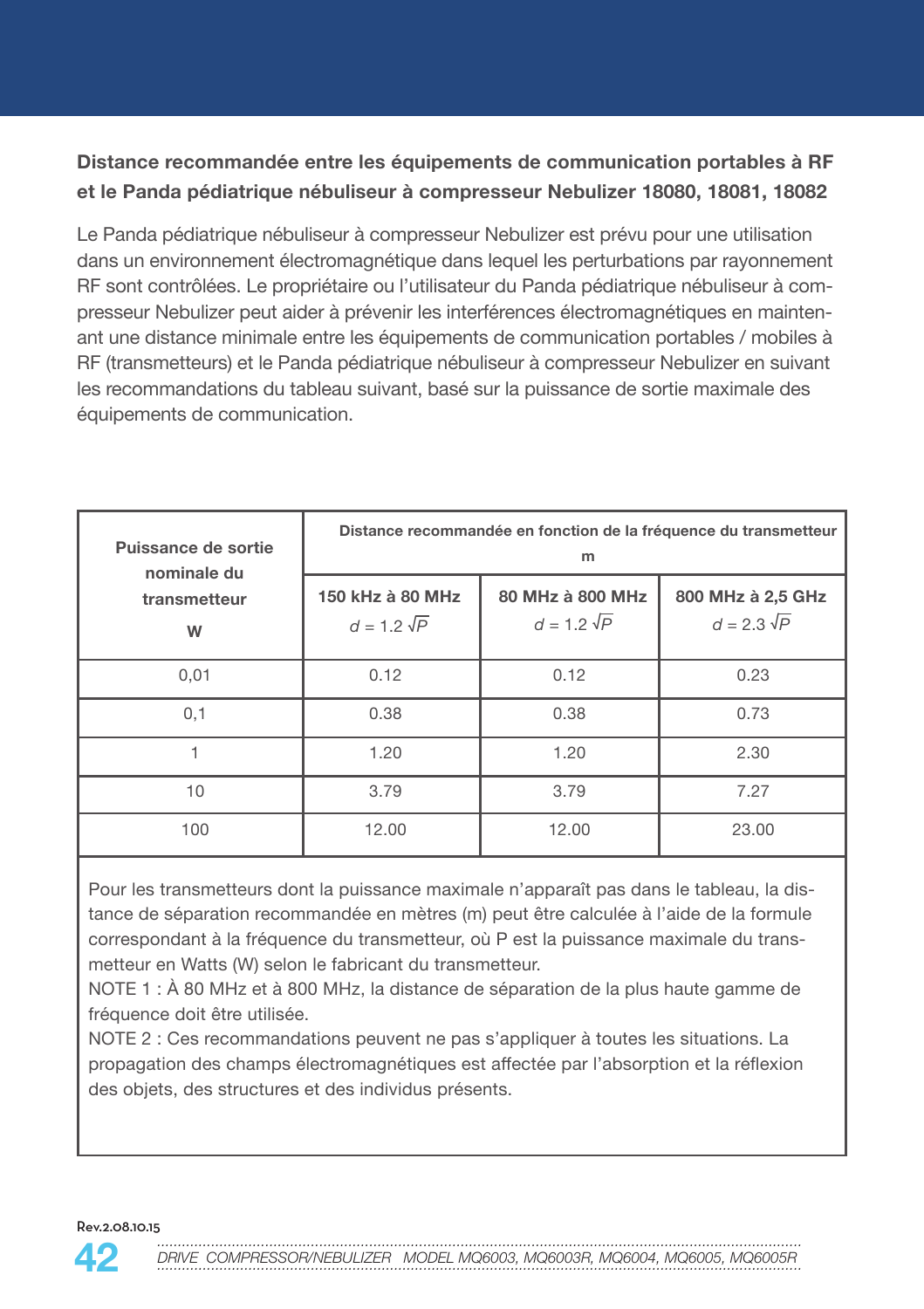**Distance recommandée entre les équipements de communication portables à RF et le Panda pédiatrique nébuliseur à compresseur Nebulizer 18080, 18081, 18082**

Le Panda pédiatrique nébuliseur à compresseur Nebulizer est prévu pour une utilisation dans un environnement électromagnétique dans lequel les perturbations par rayonnement RF sont contrôlées. Le propriétaire ou l'utilisateur du Panda pédiatrique nébuliseur à compresseur Nebulizer peut aider à prévenir les interférences électromagnétiques en maintenant une distance minimale entre les équipements de communication portables / mobiles à RF (transmetteurs) et le Panda pédiatrique nébuliseur à compresseur Nebulizer en suivant les recommandations du tableau suivant, basé sur la puissance de sortie maximale des équipements de communication.

| Puissance de sortie nominale du transmetteur W | Distance recommandée en fonction de la fréquence du transmetteur m | | |
|---|---|---|---|
| | 150 kHz à 80 MHz $d = 1.2\sqrt{P}$ | 80 MHz à 800 MHz $d = 1.2\sqrt{P}$ | 800 MHz à 2,5 GHz $d = 2.3\sqrt{P}$ |
| 0,01 | 0.12 | 0.12 | 0.23 |
| 0,1 | 0.38 | 0.38 | 0.73 |
| 1 | 1.20 | 1.20 | 2.30 |
| 10 | 3.79 | 3.79 | 7.27 |
| 100 | 12.00 | 12.00 | 23.00 |

Pour les transmetteurs dont la puissance maximale n'apparaît pas dans le tableau, la distance de séparation recommandée en mètres (m) peut être calculée à l'aide de la formule correspondant à la fréquence du transmetteur, où P est la puissance maximale du transmetteur en Watts (W) selon le fabricant du transmetteur.

NOTE 1 : À 80 MHz et à 800 MHz, la distance de séparation de la plus haute gamme de fréquence doit être utilisée.

NOTE 2 : Ces recommandations peuvent ne pas s'appliquer à toutes les situations. La propagation des champs électromagnétiques est affectée par l'absorption et la réflexion des objets, des structures et des individus présents.

Rev.2.08.10.15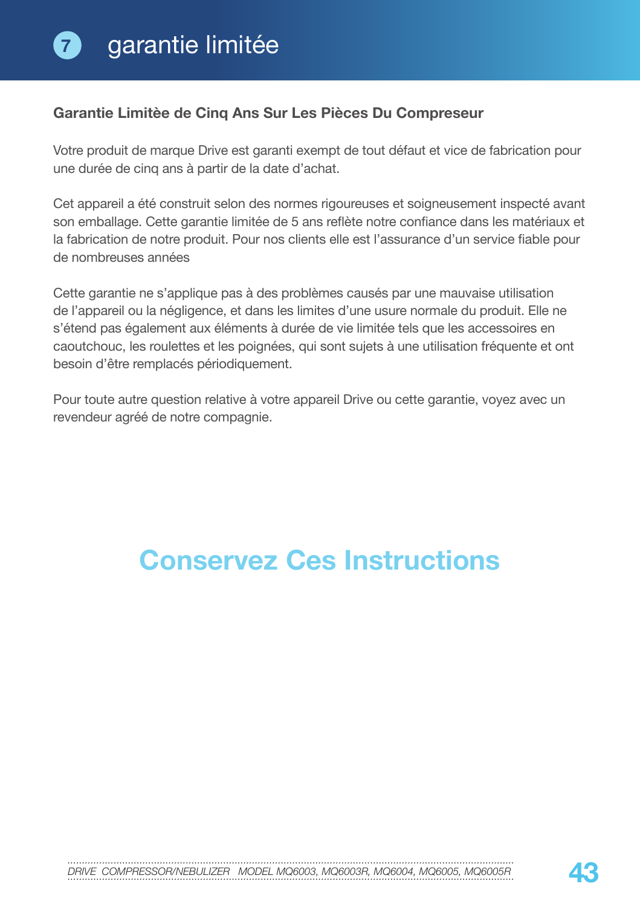# 7 garantie limitée

**Garantie Limitèe de Cinq Ans Sur Les Pièces Du Compreseur**

Votre produit de marque Drive est garanti exempt de tout défaut et vice de fabrication pour une durée de cinq ans à partir de la date d'achat.

Cet appareil a été construit selon des normes rigoureuses et soigneusement inspecté avant son emballage. Cette garantie limitée de 5 ans reflète notre confiance dans les matériaux et la fabrication de notre produit. Pour nos clients elle est l'assurance d'un service fiable pour de nombreuses années

Cette garantie ne s'applique pas à des problèmes causés par une mauvaise utilisation de l'appareil ou la négligence, et dans les limites d'une usure normale du produit. Elle ne s'étend pas également aux éléments à durée de vie limitée tels que les accessoires en caoutchouc, les roulettes et les poignées, qui sont sujets à une utilisation fréquente et ont besoin d'être remplacés périodiquement.

Pour toute autre question relative à votre appareil Drive ou cette garantie, voyez avec un revendeur agréé de notre compagnie.

## Conservez Ces Instructions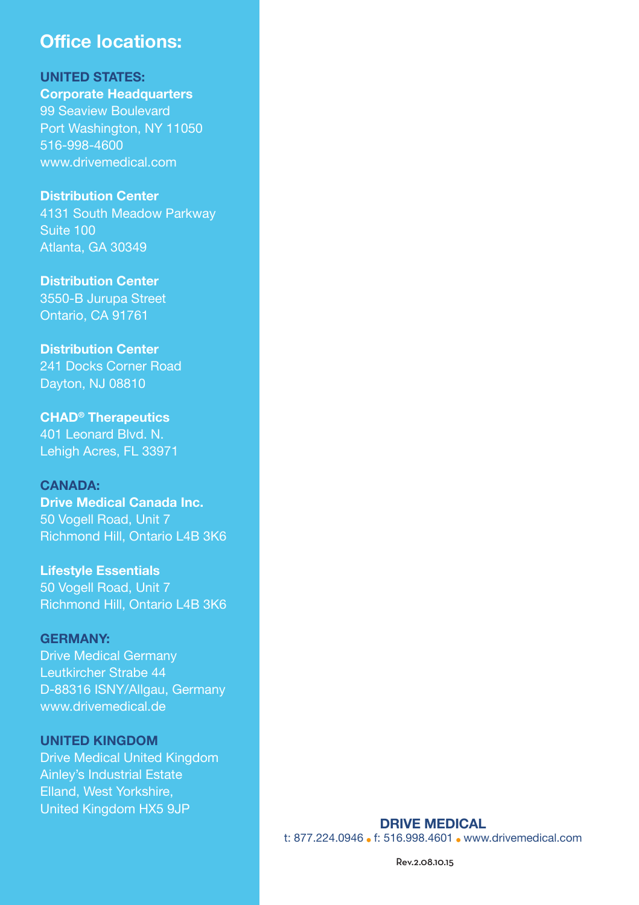## Office locations:

### UNITED STATES:

**Corporate Headquarters**
99 Seaview Boulevard
Port Washington, NY 11050
516-998-4600
www.drivemedical.com

**Distribution Center**
4131 South Meadow Parkway
Suite 100
Atlanta, GA 30349

**Distribution Center**
3550-B Jurupa Street
Ontario, CA 91761

**Distribution Center**
241 Docks Corner Road
Dayton, NJ 08810

**CHAD® Therapeutics**
401 Leonard Blvd. N.
Lehigh Acres, FL 33971

### CANADA:

**Drive Medical Canada Inc.**
50 Vogell Road, Unit 7
Richmond Hill, Ontario L4B 3K6

**Lifestyle Essentials**
50 Vogell Road, Unit 7
Richmond Hill, Ontario L4B 3K6

### GERMANY:

Drive Medical Germany
Leutkircher Strabe 44
D-88316 ISNY/Allgau, Germany
www.drivemedical.de

### UNITED KINGDOM

Drive Medical United Kingdom
Ainley's Industrial Estate
Elland, West Yorkshire,
United Kingdom HX5 9JP

**DRIVE MEDICAL**
t: 877.224.0946 • f: 516.998.4601 • www.drivemedical.com

Rev.2.08.10.15